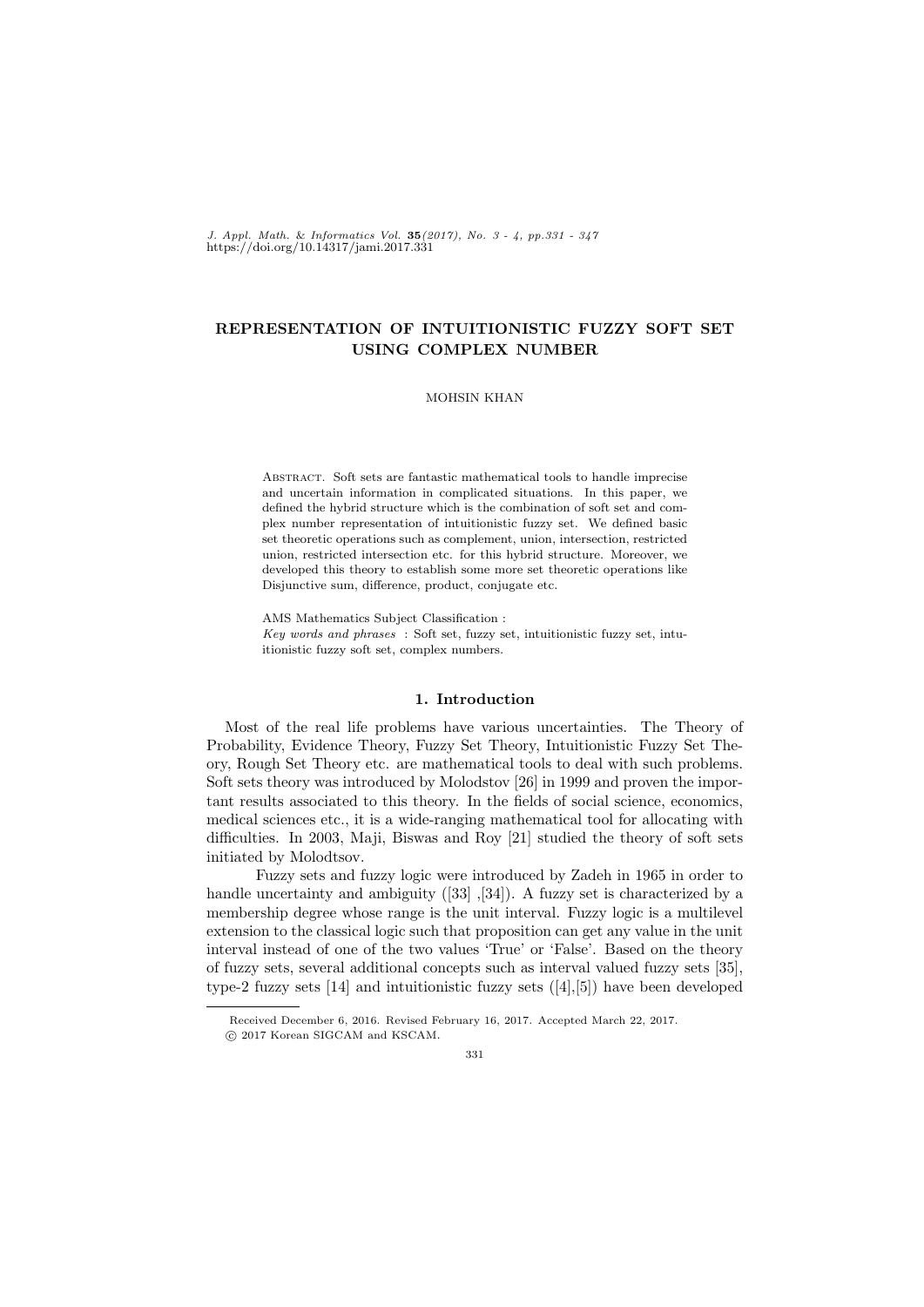# REPRESENTATION OF INTUITIONISTIC FUZZY SOFT SET USING COMPLEX NUMBER

MOHSIN KHAN

Abstract. Soft sets are fantastic mathematical tools to handle imprecise and uncertain information in complicated situations. In this paper, we defined the hybrid structure which is the combination of soft set and complex number representation of intuitionistic fuzzy set. We defined basic set theoretic operations such as complement, union, intersection, restricted union, restricted intersection etc. for this hybrid structure. Moreover, we developed this theory to establish some more set theoretic operations like Disjunctive sum, difference, product, conjugate etc.

AMS Mathematics Subject Classification :

*Key words and phrases* : Soft set, fuzzy set, intuitionistic fuzzy set, intuitionistic fuzzy soft set, complex numbers.

## 1. Introduction

Most of the real life problems have various uncertainties. The Theory of Probability, Evidence Theory, Fuzzy Set Theory, Intuitionistic Fuzzy Set Theory, Rough Set Theory etc. are mathematical tools to deal with such problems. Soft sets theory was introduced by Molodstov [26] in 1999 and proven the important results associated to this theory. In the fields of social science, economics, medical sciences etc., it is a wide-ranging mathematical tool for allocating with difficulties. In 2003, Maji, Biswas and Roy [21] studied the theory of soft sets initiated by Molodtsov.

Fuzzy sets and fuzzy logic were introduced by Zadeh in 1965 in order to handle uncertainty and ambiguity ([33] ,[34]). A fuzzy set is characterized by a membership degree whose range is the unit interval. Fuzzy logic is a multilevel extension to the classical logic such that proposition can get any value in the unit interval instead of one of the two values 'True' or 'False'. Based on the theory of fuzzy sets, several additional concepts such as interval valued fuzzy sets [35], type-2 fuzzy sets [14] and intuitionistic fuzzy sets ([4],[5]) have been developed

---

Received December 6, 2016. Revised February 16, 2017. Accepted March 22, 2017.

© 2017 Korean SIGCAM and KSCAM.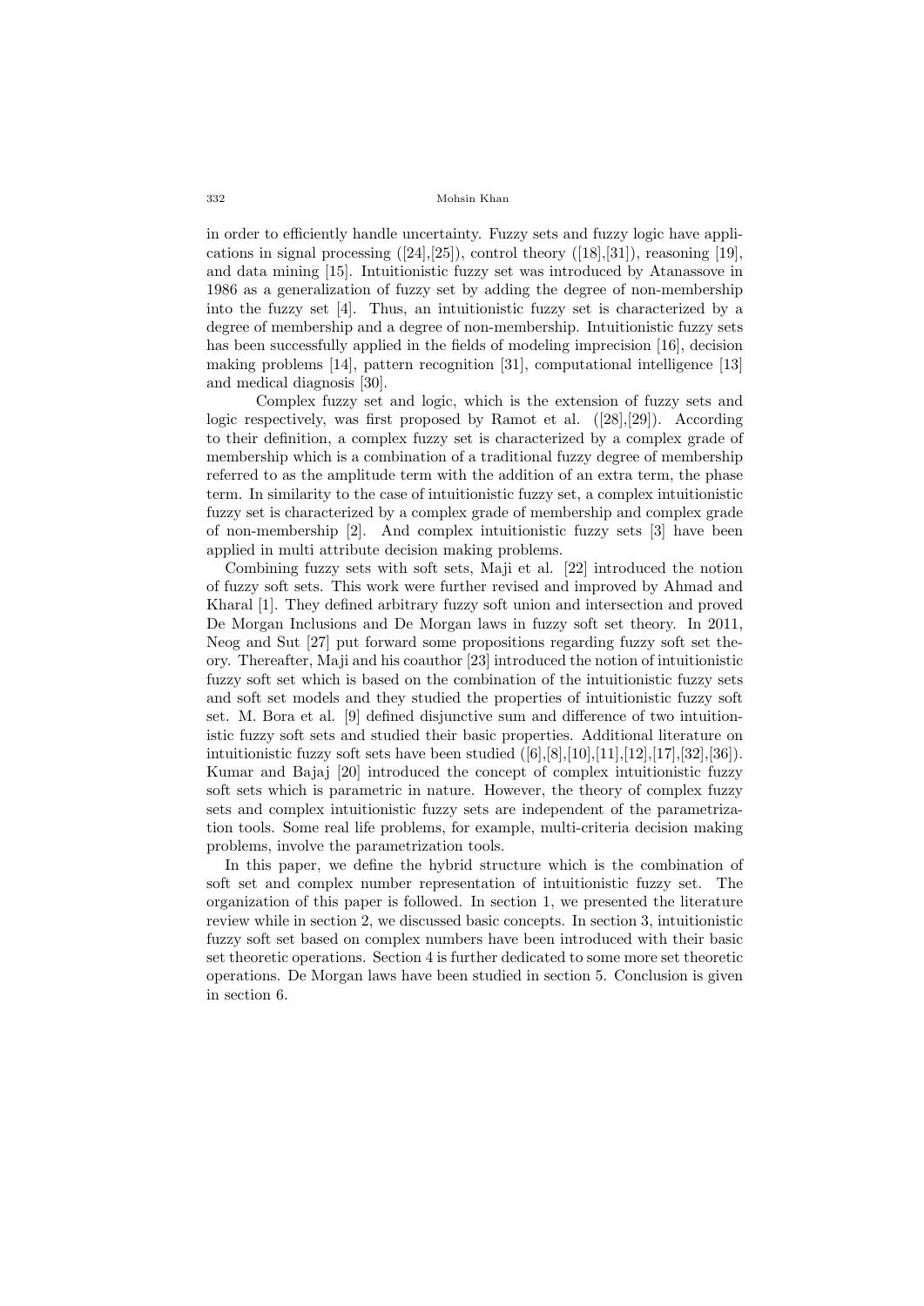in order to efficiently handle uncertainty. Fuzzy sets and fuzzy logic have applications in signal processing ([24],[25]), control theory ([18],[31]), reasoning [19], and data mining [15]. Intuitionistic fuzzy set was introduced by Atanassove in 1986 as a generalization of fuzzy set by adding the degree of non-membership into the fuzzy set [4]. Thus, an intuitionistic fuzzy set is characterized by a degree of membership and a degree of non-membership. Intuitionistic fuzzy sets has been successfully applied in the fields of modeling imprecision [16], decision making problems [14], pattern recognition [31], computational intelligence [13] and medical diagnosis [30].

Complex fuzzy set and logic, which is the extension of fuzzy sets and logic respectively, was first proposed by Ramot et al. ([28],[29]). According to their definition, a complex fuzzy set is characterized by a complex grade of membership which is a combination of a traditional fuzzy degree of membership referred to as the amplitude term with the addition of an extra term, the phase term. In similarity to the case of intuitionistic fuzzy set, a complex intuitionistic fuzzy set is characterized by a complex grade of membership and complex grade of non-membership [2]. And complex intuitionistic fuzzy sets [3] have been applied in multi attribute decision making problems.

Combining fuzzy sets with soft sets, Maji et al. [22] introduced the notion of fuzzy soft sets. This work were further revised and improved by Ahmad and Kharal [1]. They defined arbitrary fuzzy soft union and intersection and proved De Morgan Inclusions and De Morgan laws in fuzzy soft set theory. In 2011, Neog and Sut [27] put forward some propositions regarding fuzzy soft set theory. Thereafter, Maji and his coauthor [23] introduced the notion of intuitionistic fuzzy soft set which is based on the combination of the intuitionistic fuzzy sets and soft set models and they studied the properties of intuitionistic fuzzy soft set. M. Bora et al. [9] defined disjunctive sum and difference of two intuitionistic fuzzy soft sets and studied their basic properties. Additional literature on intuitionistic fuzzy soft sets have been studied ([6],[8],[10],[11],[12],[17],[32],[36]). Kumar and Bajaj [20] introduced the concept of complex intuitionistic fuzzy soft sets which is parametric in nature. However, the theory of complex fuzzy sets and complex intuitionistic fuzzy sets are independent of the parametrization tools. Some real life problems, for example, multi-criteria decision making problems, involve the parametrization tools.

In this paper, we define the hybrid structure which is the combination of soft set and complex number representation of intuitionistic fuzzy set. The organization of this paper is followed. In section 1, we presented the literature review while in section 2, we discussed basic concepts. In section 3, intuitionistic fuzzy soft set based on complex numbers have been introduced with their basic set theoretic operations. Section 4 is further dedicated to some more set theoretic operations. De Morgan laws have been studied in section 5. Conclusion is given in section 6.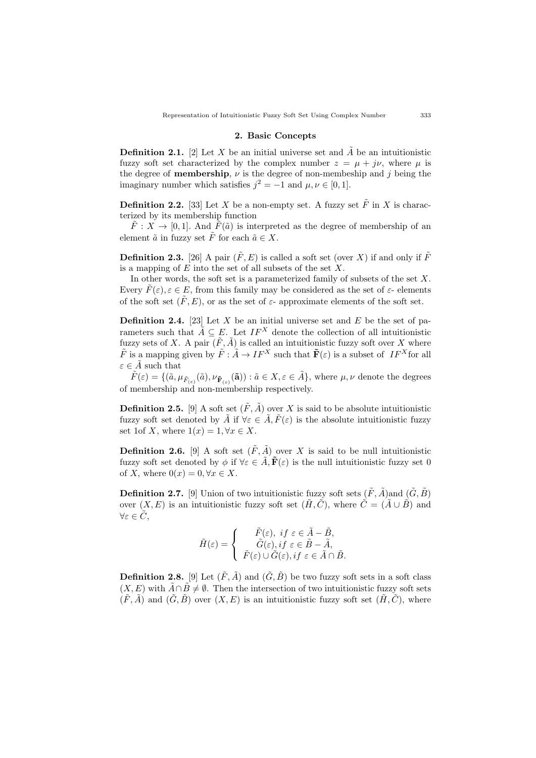## 2. Basic Concepts

**Definition 2.1.** [2] Let $X$ be an initial universe set and $\tilde{A}$ be an intuitionistic fuzzy soft set characterized by the complex number $z = \mu + j\nu$, where $\mu$ is the degree of **membership**, $\nu$ is the degree of non-membeship and $j$ being the imaginary number which satisfies $j^2 = -1$ and $\mu, \nu \in [0, 1]$.

**Definition 2.2.** [33] Let $X$ be a non-empty set. A fuzzy set $\tilde{F}$ in $X$ is characterized by its membership function

$\tilde{F} : X \to [0, 1]$. And $\tilde{F}(\tilde{a})$ is interpreted as the degree of membership of an element $\tilde{a}$ in fuzzy set $\tilde{F}$ for each $\tilde{a} \in X$.

**Definition 2.3.** [26] A pair $(\tilde{F}, E)$ is called a soft set (over $X$) if and only if $\tilde{F}$ is a mapping of $E$ into the set of all subsets of the set $X$.

In other words, the soft set is a parameterized family of subsets of the set $X$. Every $\tilde{F}(\varepsilon), \varepsilon \in E$, from this family may be considered as the set of $\varepsilon$- elements of the soft set $(\tilde{F}, E)$, or as the set of $\varepsilon$- approximate elements of the soft set.

**Definition 2.4.** [23] Let $X$ be an initial universe set and $E$ be the set of parameters such that $\tilde{A} \subseteq E$. Let $IF^X$ denote the collection of all intuitionistic fuzzy sets of $X$. A pair $(\tilde{F}, \tilde{A})$ is called an intuitionistic fuzzy soft over $X$ where $\tilde{F}$ is a mapping given by $\tilde{F} : \tilde{A} \to IF^X$ such that $\tilde{\mathbf{F}}(\varepsilon)$ is a subset of $IF^X$ for all $\varepsilon \in \tilde{A}$ such that

$\tilde{F}(\varepsilon) = \{(\tilde{a}, \mu_{\tilde{F}_{(\varepsilon)}}(\tilde{a}), \nu_{\tilde{\mathbf{F}}_{(\varepsilon)}}(\tilde{\mathbf{a}})) : \tilde{a} \in X, \varepsilon \in \tilde{A}\}$, where $\mu, \nu$ denote the degrees of membership and non-membership respectively.

**Definition 2.5.** [9] A soft set $(\tilde{F}, \tilde{A})$ over $X$ is said to be absolute intuitionistic fuzzy soft set denoted by $\tilde{A}$ if $\forall \varepsilon \in \tilde{A}, \tilde{F}(\varepsilon)$ is the absolute intuitionistic fuzzy set 1of $X$, where $1(x) = 1, \forall x \in X$.

**Definition 2.6.** [9] A soft set $(\tilde{F}, \tilde{A})$ over $X$ is said to be null intuitionistic fuzzy soft set denoted by $\phi$ if $\forall \varepsilon \in \tilde{A}, \tilde{\mathbf{F}}(\varepsilon)$ is the null intuitionistic fuzzy set 0 of $X$, where $0(x) = 0, \forall x \in X$.

**Definition 2.7.** [9] Union of two intuitionistic fuzzy soft sets $(\tilde{F}, \tilde{A})$and $(\tilde{G}, \tilde{B})$ over $(X, E)$ is an intuitionistic fuzzy soft set $(\tilde{H}, \tilde{C})$, where $\tilde{C} = (\tilde{A} \cup \tilde{B})$ and $\forall \varepsilon \in \tilde{C}$,

$$\tilde{H}(\varepsilon) = \begin{cases} \tilde{F}(\varepsilon), \ if \ \varepsilon \in \tilde{A} - \tilde{B}, \\ \tilde{G}(\varepsilon), if \ \varepsilon \in \tilde{B} - \tilde{A}, \\ \tilde{F}(\varepsilon) \cup \tilde{G}(\varepsilon), if \ \varepsilon \in \tilde{A} \cap \tilde{B}. \end{cases}$$

**Definition 2.8.** [9] Let $(\tilde{F}, \tilde{A})$ and $(\tilde{G}, \tilde{B})$ be two fuzzy soft sets in a soft class $(X, E)$ with $\tilde{A} \cap \tilde{B} \neq \emptyset$. Then the intersection of two intuitionistic fuzzy soft sets $(\tilde{F}, \tilde{A})$ and $(\tilde{G}, \tilde{B})$ over $(X, E)$ is an intuitionistic fuzzy soft set $(\tilde{H}, \tilde{C})$, where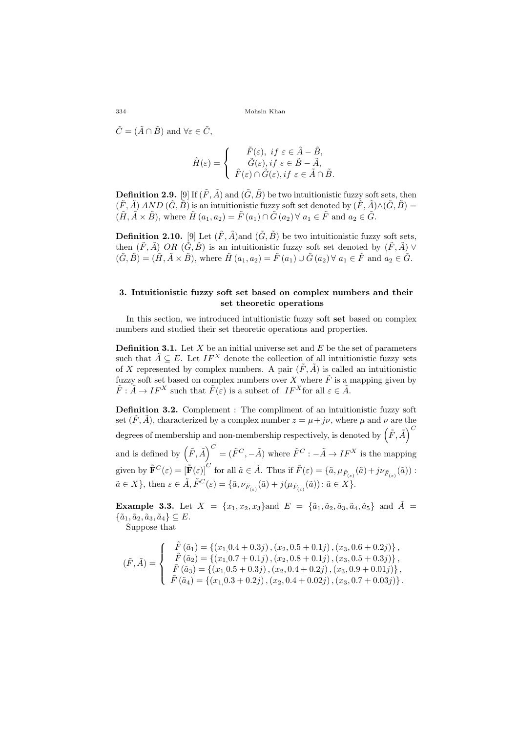$\tilde{C} = (\tilde{A} \cap \tilde{B})$ and $\forall \varepsilon \in \tilde{C}$,

$$\tilde{H}(\varepsilon) = \begin{cases} \tilde{F}(\varepsilon), \ if \ \varepsilon \in \tilde{A} - \tilde{B}, \\ \tilde{G}(\varepsilon), if \ \varepsilon \in \tilde{B} - \tilde{A}, \\ \tilde{F}(\varepsilon) \cap \tilde{G}(\varepsilon), if \ \varepsilon \in \tilde{A} \cap \tilde{B}. \end{cases}$$

**Definition 2.9.** [9] If $(\tilde{F}, \tilde{A})$ and $(\tilde{G}, \tilde{B})$ be two intuitionistic fuzzy soft sets, then $(\tilde{F}, \tilde{A})$ *AND* $(\tilde{G}, \tilde{B})$ is an intuitionistic fuzzy soft set denoted by $(\tilde{F}, \tilde{A}) \wedge (\tilde{G}, \tilde{B}) = (\tilde{H}, \tilde{A} \times \tilde{B})$, where $\tilde{H}(a_1, a_2) = \tilde{F}(a_1) \cap \tilde{G}(a_2) \, \forall \, a_1 \in \tilde{F}$ and $a_2 \in \tilde{G}$.

**Definition 2.10.** [9] Let $(\tilde{F}, \tilde{A})$and $(\tilde{G}, \tilde{B})$ be two intuitionistic fuzzy soft sets, then $(\tilde{F}, \tilde{A})$ *OR* $(\tilde{G}, \tilde{B})$ is an intuitionistic fuzzy soft set denoted by $(\tilde{F}, \tilde{A}) \vee (\tilde{G}, \tilde{B}) = (\tilde{H}, \tilde{A} \times \tilde{B})$, where $\tilde{H}(a_1, a_2) = \tilde{F}(a_1) \cup \tilde{G}(a_2) \, \forall \, a_1 \in \tilde{F}$ and $a_2 \in \tilde{G}$.

## 3. Intuitionistic fuzzy soft set based on complex numbers and their set theoretic operations

In this section, we introduced intuitionistic fuzzy soft **set** based on complex numbers and studied their set theoretic operations and properties.

**Definition 3.1.** Let $X$ be an initial universe set and $E$ be the set of parameters such that $\tilde{A} \subseteq E$. Let $IF^X$ denote the collection of all intuitionistic fuzzy sets of $X$ represented by complex numbers. A pair $(\tilde{F}, \tilde{A})$ is called an intuitionistic fuzzy soft set based on complex numbers over $X$ where $\tilde{F}$ is a mapping given by $\tilde{F} : \tilde{A} \to IF^X$ such that $\tilde{F}(\varepsilon)$ is a subset of $IF^X$for all $\varepsilon \in \tilde{A}$.

**Definition 3.2.** Complement : The compliment of an intuitionistic fuzzy soft set $(\tilde{F}, \tilde{A})$, characterized by a complex number $z = \mu + j\nu$, where $\mu$ and $\nu$ are the degrees of membership and non-membership respectively, is denoted by $\left(\tilde{F}, \tilde{A}\right)^C$ and is defined by $\left(\tilde{F}, \tilde{A}\right)^C = (\tilde{F}^C, -\tilde{A})$ where $\tilde{F}^C : -\tilde{A} \to IF^X$ is the mapping given by $\tilde{\mathbf{F}}^C(\varepsilon) = [\tilde{\mathbf{F}}(\varepsilon)]^C$ for all $\tilde{a} \in \tilde{A}$. Thus if $\tilde{F}(\varepsilon) = \{\tilde{a}, \mu_{\tilde{F}_{(\varepsilon)}}(\tilde{a}) + j\nu_{\tilde{F}_{(\varepsilon)}}(\tilde{a})) : \tilde{a} \in X\}$, then $\varepsilon \in \tilde{A}, \tilde{F}^C(\varepsilon) = \{\tilde{a}, \nu_{\tilde{F}_{(\varepsilon)}}(\tilde{a}) + j(\mu_{\tilde{F}_{(\varepsilon)}}(\tilde{a})) \colon \tilde{a} \in X\}$.

**Example 3.3.** Let $X = \{x_1, x_2, x_3\}$and $E = \{\tilde{a}_1, \tilde{a}_2, \tilde{a}_3, \tilde{a}_4, \tilde{a}_5\}$ and $\tilde{A} = \{\tilde{a}_1, \tilde{a}_2, \tilde{a}_3, \tilde{a}_4\} \subseteq E$.

Suppose that

$$(\tilde{F}, \tilde{A}) = \begin{cases} \tilde{F}(\tilde{a}_1) = \{(x_1 0.4 + 0.3j), (x_2, 0.5 + 0.1j), (x_3, 0.6 + 0.2j)\}, \\ \tilde{F}(\tilde{a}_2) = \{(x_1 0.7 + 0.1j), (x_2, 0.8 + 0.1j), (x_3, 0.5 + 0.3j)\}, \\ \tilde{F}(\tilde{a}_3) = \{(x_1 0.5 + 0.3j), (x_2, 0.4 + 0.2j), (x_3, 0.9 + 0.01j)\}, \\ \tilde{F}(\tilde{a}_4) = \{(x_1 0.3 + 0.2j), (x_2, 0.4 + 0.02j), (x_3, 0.7 + 0.03j)\}. \end{cases}$$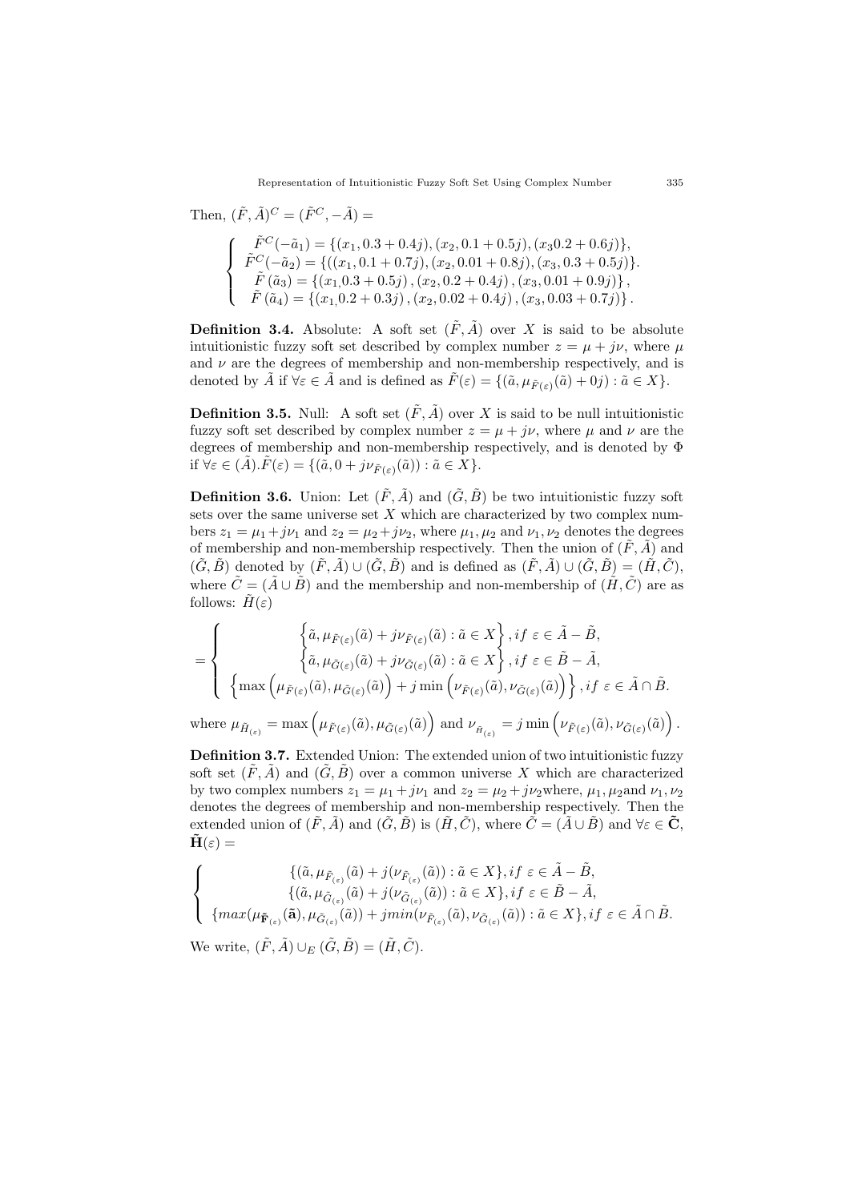Then, $(\tilde{F},\tilde{A})^C = (\tilde{F}^C, -\tilde{A}) =$

$$
\begin{cases}
\tilde{F}^C(-\tilde{a}_1) = \{(x_1, 0.3+0.4j), (x_2, 0.1+0.5j), (x_3 0.2+0.6j)\}, \\
\tilde{F}^C(-\tilde{a}_2) = \{((x_1, 0.1+0.7j), (x_2, 0.01+0.8j), (x_3, 0.3+0.5j)\}. \\
\tilde{F}(\tilde{a}_3) = \{(x_1 0.3+0.5j), (x_2, 0.2+0.4j), (x_3, 0.01+0.9j)\}, \\
\tilde{F}(\tilde{a}_4) = \{(x_1 0.2+0.3j), (x_2, 0.02+0.4j), (x_3, 0.03+0.7j)\}.
\end{cases}
$$

**Definition 3.4.** Absolute: A soft set $(\tilde{F},\tilde{A})$ over $X$ is said to be absolute intuitionistic fuzzy soft set described by complex number $z = \mu + j\nu$, where $\mu$ and $\nu$ are the degrees of membership and non-membership respectively, and is denoted by $\tilde{A}$ if $\forall \varepsilon \in \tilde{A}$ and is defined as $\tilde{F}(\varepsilon) = \{(\tilde{a}, \mu_{\tilde{F}(\varepsilon)}(\tilde{a}) + 0j) : \tilde{a} \in X\}$.

**Definition 3.5.** Null: A soft set $(\tilde{F},\tilde{A})$ over $X$ is said to be null intuitionistic fuzzy soft set described by complex number $z = \mu + j\nu$, where $\mu$ and $\nu$ are the degrees of membership and non-membership respectively, and is denoted by $\Phi$ if $\forall \varepsilon \in (\tilde{A}).\tilde{F}(\varepsilon) = \{(\tilde{a}, 0 + j\nu_{\tilde{F}(\varepsilon)}(\tilde{a})) : \tilde{a} \in X\}$.

**Definition 3.6.** Union: Let $(\tilde{F},\tilde{A})$ and $(\tilde{G},\tilde{B})$ be two intuitionistic fuzzy soft sets over the same universe set $X$ which are characterized by two complex numbers $z_1 = \mu_1 + j\nu_1$ and $z_2 = \mu_2 + j\nu_2$, where $\mu_1, \mu_2$ and $\nu_1, \nu_2$ denotes the degrees of membership and non-membership respectively. Then the union of $(\tilde{F},\tilde{A})$ and $(\tilde{G},\tilde{B})$ denoted by $(\tilde{F},\tilde{A}) \cup (\tilde{G},\tilde{B})$ and is defined as $(\tilde{F},\tilde{A}) \cup (\tilde{G},\tilde{B}) = (\tilde{H},\tilde{C})$, where $\tilde{C} = (\tilde{A} \cup \tilde{B})$ and the membership and non-membership of $(\tilde{H},\tilde{C})$ are as follows: $\tilde{H}(\varepsilon)$

$$
= \begin{cases}
\left\{\tilde{a}, \mu_{\tilde{F}(\varepsilon)}(\tilde{a}) + j\nu_{\tilde{F}(\varepsilon)}(\tilde{a}) : \tilde{a} \in X\right\}, if\ \varepsilon \in \tilde{A} - \tilde{B}, \\
\left\{\tilde{a}, \mu_{\tilde{G}(\varepsilon)}(\tilde{a}) + j\nu_{\tilde{G}(\varepsilon)}(\tilde{a}) : \tilde{a} \in X\right\}, if\ \varepsilon \in \tilde{B} - \tilde{A}, \\
\left\{\max\left(\mu_{\tilde{F}(\varepsilon)}(\tilde{a}), \mu_{\tilde{G}(\varepsilon)}(\tilde{a})\right) + j\min\left(\nu_{\tilde{F}(\varepsilon)}(\tilde{a}), \nu_{\tilde{G}(\varepsilon)}(\tilde{a})\right)\right\}, if\ \varepsilon \in \tilde{A} \cap \tilde{B}.
\end{cases}
$$

where $\mu_{\tilde{H}_{(\varepsilon)}} = \max\left(\mu_{\tilde{F}(\varepsilon)}(\tilde{a}), \mu_{\tilde{G}(\varepsilon)}(\tilde{a})\right)$ and $\nu_{\tilde{H}_{(\varepsilon)}} = j\min\left(\nu_{\tilde{F}(\varepsilon)}(\tilde{a}), \nu_{\tilde{G}(\varepsilon)}(\tilde{a})\right)$.

**Definition 3.7.** Extended Union: The extended union of two intuitionistic fuzzy soft set $(\tilde{F},\tilde{A})$ and $(\tilde{G},\tilde{B})$ over a common universe $X$ which are characterized by two complex numbers $z_1 = \mu_1 + j\nu_1$ and $z_2 = \mu_2 + j\nu_2$where, $\mu_1, \mu_2$and $\nu_1, \nu_2$ denotes the degrees of membership and non-membership respectively. Then the extended union of $(\tilde{F},\tilde{A})$ and $(\tilde{G},\tilde{B})$ is $(\tilde{H},\tilde{C})$, where $\tilde{C} = (\tilde{A} \cup \tilde{B})$ and $\forall \varepsilon \in \tilde{\mathbf{C}}$, $\tilde{\mathbf{H}}(\varepsilon) =$

$$
\begin{cases}
\{(\tilde{a}, \mu_{\tilde{F}_{(\varepsilon)}}(\tilde{a}) + j(\nu_{\tilde{F}_{(\varepsilon)}}(\tilde{a})) : \tilde{a} \in X\}, if\ \varepsilon \in \tilde{A} - \tilde{B}, \\
\{(\tilde{a}, \mu_{\tilde{G}_{(\varepsilon)}}(\tilde{a}) + j(\nu_{\tilde{G}_{(\varepsilon)}}(\tilde{a})) : \tilde{a} \in X\}, if\ \varepsilon \in \tilde{B} - \tilde{A}, \\
\{max(\mu_{\tilde{\mathbf{F}}_{(\varepsilon)}}(\tilde{\mathbf{a}}), \mu_{\tilde{G}_{(\varepsilon)}}(\tilde{a})) + j min(\nu_{\tilde{F}_{(\varepsilon)}}(\tilde{a}), \nu_{\tilde{G}_{(\varepsilon)}}(\tilde{a})) : \tilde{a} \in X\}, if\ \varepsilon \in \tilde{A} \cap \tilde{B}.
\end{cases}
$$

We write, $(\tilde{F},\tilde{A}) \cup_E (\tilde{G},\tilde{B}) = (\tilde{H},\tilde{C})$.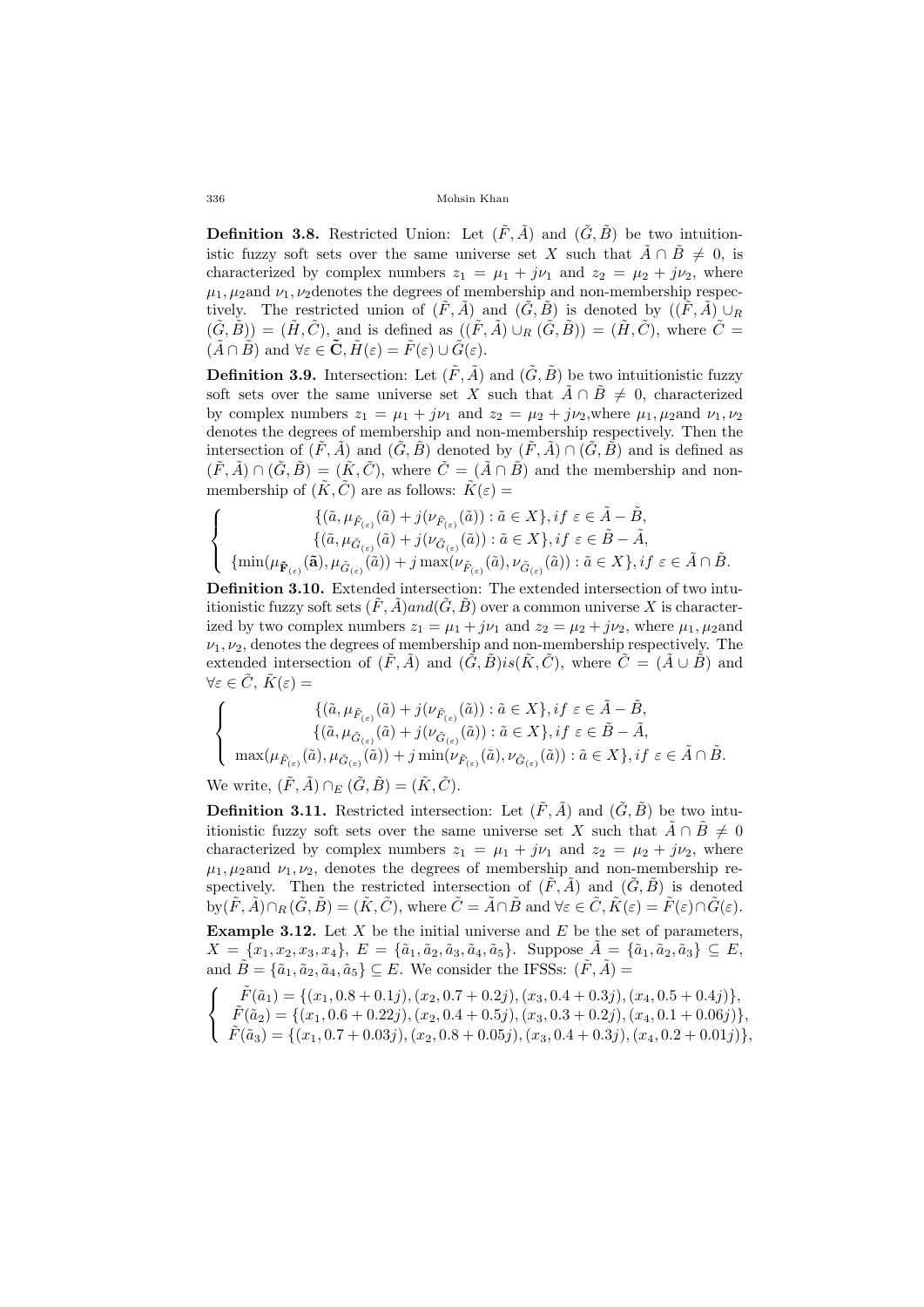**Definition 3.8.** Restricted Union: Let $(\tilde{F}, \tilde{A})$ and $(\tilde{G}, \tilde{B})$ be two intuitionistic fuzzy soft sets over the same universe set $X$ such that $\tilde{A} \cap \tilde{B} \neq 0$, is characterized by complex numbers $z_1 = \mu_1 + j\nu_1$ and $z_2 = \mu_2 + j\nu_2$, where $\mu_1, \mu_2$and $\nu_1, \nu_2$denotes the degrees of membership and non-membership respectively. The restricted union of $(\tilde{F}, \tilde{A})$ and $(\tilde{G}, \tilde{B})$ is denoted by $((\tilde{F}, \tilde{A}) \cup_R (\tilde{G}, \tilde{B})) = (\tilde{H}, \tilde{C})$, and is defined as $((\tilde{F}, \tilde{A}) \cup_R (\tilde{G}, \tilde{B})) = (\tilde{H}, \tilde{C})$, where $\tilde{C} = (\tilde{A} \cap \tilde{B})$ and $\forall \varepsilon \in \tilde{\mathbf{C}}, \tilde{H}(\varepsilon) = \tilde{F}(\varepsilon) \cup \tilde{G}(\varepsilon)$.

**Definition 3.9.** Intersection: Let $(\tilde{F}, \tilde{A})$ and $(\tilde{G}, \tilde{B})$ be two intuitionistic fuzzy soft sets over the same universe set $X$ such that $\tilde{A} \cap \tilde{B} \neq 0$, characterized by complex numbers $z_1 = \mu_1 + j\nu_1$ and $z_2 = \mu_2 + j\nu_2$,where $\mu_1, \mu_2$and $\nu_1, \nu_2$ denotes the degrees of membership and non-membership respectively. Then the intersection of $(\tilde{F}, \tilde{A})$ and $(\tilde{G}, \tilde{B})$ denoted by $(\tilde{F}, \tilde{A}) \cap (\tilde{G}, \tilde{B})$ and is defined as $(\tilde{F}, \tilde{A}) \cap (\tilde{G}, \tilde{B}) = (\tilde{K}, \tilde{C})$, where $\tilde{C} = (\tilde{A} \cap \tilde{B})$ and the membership and non-membership of $(\tilde{K}, \tilde{C})$ are as follows: $\tilde{K}(\varepsilon) =$

$$\begin{cases} \{(\tilde{a}, \mu_{\tilde{F}_{(\varepsilon)}}(\tilde{a}) + j(\nu_{\tilde{F}_{(\varepsilon)}}(\tilde{a})) : \tilde{a} \in X\}, if\ \varepsilon \in \tilde{A} - \tilde{B}, \\ \{(\tilde{a}, \mu_{\tilde{G}_{(\varepsilon)}}(\tilde{a}) + j(\nu_{\tilde{G}_{(\varepsilon)}}(\tilde{a})) : \tilde{a} \in X\}, if\ \varepsilon \in \tilde{B} - \tilde{A}, \\ \{\min(\mu_{\tilde{\mathbf{F}}_{(\varepsilon)}}(\tilde{\mathbf{a}}), \mu_{\tilde{G}_{(\varepsilon)}}(\tilde{a})) + j\max(\nu_{\tilde{F}_{(\varepsilon)}}(\tilde{a}), \nu_{\tilde{G}_{(\varepsilon)}}(\tilde{a})) : \tilde{a} \in X\}, if\ \varepsilon \in \tilde{A} \cap \tilde{B}. \end{cases}$$

**Definition 3.10.** Extended intersection: The extended intersection of two intuitionistic fuzzy soft sets $(\tilde{F}, \tilde{A}) and (\tilde{G}, \tilde{B})$ over a common universe $X$ is characterized by two complex numbers $z_1 = \mu_1 + j\nu_1$ and $z_2 = \mu_2 + j\nu_2$, where $\mu_1, \mu_2$and $\nu_1, \nu_2$, denotes the degrees of membership and non-membership respectively. The extended intersection of $(\tilde{F}, \tilde{A})$ and $(\tilde{G}, \tilde{B}) is (\tilde{K}, \tilde{C})$, where $\tilde{C} = (\tilde{A} \cup \tilde{B})$ and $\forall \varepsilon \in \tilde{C}$, $\tilde{K}(\varepsilon) =$

$$\begin{cases} \{(\tilde{a}, \mu_{\tilde{F}_{(\varepsilon)}}(\tilde{a}) + j(\nu_{\tilde{F}_{(\varepsilon)}}(\tilde{a})) : \tilde{a} \in X\}, if\ \varepsilon \in \tilde{A} - \tilde{B}, \\ \{(\tilde{a}, \mu_{\tilde{G}_{(\varepsilon)}}(\tilde{a}) + j(\nu_{\tilde{G}_{(\varepsilon)}}(\tilde{a})) : \tilde{a} \in X\}, if\ \varepsilon \in \tilde{B} - \tilde{A}, \\ \max(\mu_{\tilde{F}_{(\varepsilon)}}(\tilde{a}), \mu_{\tilde{G}_{(\varepsilon)}}(\tilde{a})) + j\min(\nu_{\tilde{F}_{(\varepsilon)}}(\tilde{a}), \nu_{\tilde{G}_{(\varepsilon)}}(\tilde{a})) : \tilde{a} \in X\}, if\ \varepsilon \in \tilde{A} \cap \tilde{B}. \end{cases}$$

We write, $(\tilde{F}, \tilde{A}) \cap_E (\tilde{G}, \tilde{B}) = (\tilde{K}, \tilde{C})$.

**Definition 3.11.** Restricted intersection: Let $(\tilde{F}, \tilde{A})$ and $(\tilde{G}, \tilde{B})$ be two intuitionistic fuzzy soft sets over the same universe set $X$ such that $\tilde{A} \cap \tilde{B} \neq 0$ characterized by complex numbers $z_1 = \mu_1 + j\nu_1$ and $z_2 = \mu_2 + j\nu_2$, where $\mu_1, \mu_2$and $\nu_1, \nu_2$, denotes the degrees of membership and non-membership respectively. Then the restricted intersection of $(\tilde{F}, \tilde{A})$ and $(\tilde{G}, \tilde{B})$ is denoted by$(\tilde{F}, \tilde{A}) \cap_R (\tilde{G}, \tilde{B}) = (\tilde{K}, \tilde{C})$, where $\tilde{C} = \tilde{A} \cap \tilde{B}$ and $\forall \varepsilon \in \tilde{C}, \tilde{K}(\varepsilon) = \tilde{F}(\varepsilon) \cap \tilde{G}(\varepsilon)$.

**Example 3.12.** Let $X$ be the initial universe and $E$ be the set of parameters, $X = \{x_1, x_2, x_3, x_4\}$, $E = \{\tilde{a}_1, \tilde{a}_2, \tilde{a}_3, \tilde{a}_4, \tilde{a}_5\}$. Suppose $\tilde{A} = \{\tilde{a}_1, \tilde{a}_2, \tilde{a}_3\} \subseteq E$, and $\tilde{B} = \{\tilde{a}_1, \tilde{a}_2, \tilde{a}_4, \tilde{a}_5\} \subseteq E$. We consider the IFSSs: $(\tilde{F}, \tilde{A}) =$

$$\begin{cases} \tilde{F}(\tilde{a}_1) = \{(x_1, 0.8 + 0.1j), (x_2, 0.7 + 0.2j), (x_3, 0.4 + 0.3j), (x_4, 0.5 + 0.4j)\}, \\ \tilde{F}(\tilde{a}_2) = \{(x_1, 0.6 + 0.22j), (x_2, 0.4 + 0.5j), (x_3, 0.3 + 0.2j), (x_4, 0.1 + 0.06j)\}, \\ \tilde{F}(\tilde{a}_3) = \{(x_1, 0.7 + 0.03j), (x_2, 0.8 + 0.05j), (x_3, 0.4 + 0.3j), (x_4, 0.2 + 0.01j)\}, \end{cases}$$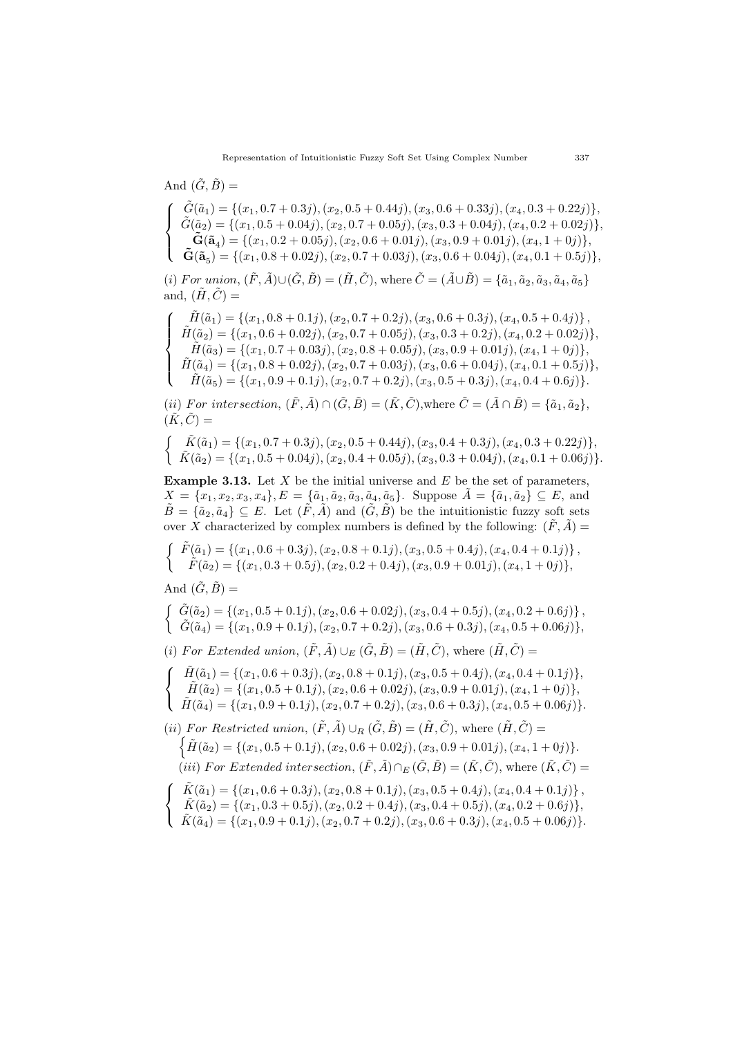And $(\tilde{G}, \tilde{B})$ =

$$\begin{cases} \tilde{G}(\tilde{a}_1) = \{(x_1, 0.7 + 0.3j), (x_2, 0.5 + 0.44j), (x_3, 0.6 + 0.33j), (x_4, 0.3 + 0.22j)\}, \\ \tilde{G}(\tilde{a}_2) = \{(x_1, 0.5 + 0.04j), (x_2, 0.7 + 0.05j), (x_3, 0.3 + 0.04j), (x_4, 0.2 + 0.02j)\}, \\ \mathbf{\tilde{G}}(\mathbf{\tilde{a}}_4) = \{(x_1, 0.2 + 0.05j), (x_2, 0.6 + 0.01j), (x_3, 0.9 + 0.01j), (x_4, 1 + 0j)\}, \\ \mathbf{\tilde{G}}(\mathbf{\tilde{a}}_5) = \{(x_1, 0.8 + 0.02j), (x_2, 0.7 + 0.03j), (x_3, 0.6 + 0.04j), (x_4, 0.1 + 0.5j)\}, \end{cases}$$

*(i) For union*, $(\tilde{F}, \tilde{A}) \cup (\tilde{G}, \tilde{B}) = (\tilde{H}, \tilde{C})$, where $\tilde{C} = (\tilde{A} \cup \tilde{B}) = \{\tilde{a}_1, \tilde{a}_2, \tilde{a}_3, \tilde{a}_4, \tilde{a}_5\}$ and, $(\tilde{H}, \tilde{C})$ =

$$\begin{cases} \tilde{H}(\tilde{a}_1) = \{(x_1, 0.8 + 0.1j), (x_2, 0.7 + 0.2j), (x_3, 0.6 + 0.3j), (x_4, 0.5 + 0.4j)\}, \\ \tilde{H}(\tilde{a}_2) = \{(x_1, 0.6 + 0.02j), (x_2, 0.7 + 0.05j), (x_3, 0.3 + 0.2j), (x_4, 0.2 + 0.02j)\}, \\ \tilde{H}(\tilde{a}_3) = \{(x_1, 0.7 + 0.03j), (x_2, 0.8 + 0.05j), (x_3, 0.9 + 0.01j), (x_4, 1 + 0j)\}, \\ \tilde{H}(\tilde{a}_4) = \{(x_1, 0.8 + 0.02j), (x_2, 0.7 + 0.03j), (x_3, 0.6 + 0.04j), (x_4, 0.1 + 0.5j)\}, \\ \tilde{H}(\tilde{a}_5) = \{(x_1, 0.9 + 0.1j), (x_2, 0.7 + 0.2j), (x_3, 0.5 + 0.3j), (x_4, 0.4 + 0.6j)\}. \end{cases}$$

*(ii) For intersection*, $(\tilde{F}, \tilde{A}) \cap (\tilde{G}, \tilde{B}) = (\tilde{K}, \tilde{C})$,where $\tilde{C} = (\tilde{A} \cap \tilde{B}) = \{\tilde{a}_1, \tilde{a}_2\}$, $(\tilde{K}, \tilde{C})$ =

$$\begin{cases} \tilde{K}(\tilde{a}_1) = \{(x_1, 0.7 + 0.3j), (x_2, 0.5 + 0.44j), (x_3, 0.4 + 0.3j), (x_4, 0.3 + 0.22j)\}, \\ \tilde{K}(\tilde{a}_2) = \{(x_1, 0.5 + 0.04j), (x_2, 0.4 + 0.05j), (x_3, 0.3 + 0.04j), (x_4, 0.1 + 0.06j)\}. \end{cases}$$

**Example 3.13.** Let $X$ be the initial universe and $E$ be the set of parameters, $X = \{x_1, x_2, x_3, x_4\}, E = \{\tilde{a}_1, \tilde{a}_2, \tilde{a}_3, \tilde{a}_4, \tilde{a}_5\}$. Suppose $\tilde{A} = \{\tilde{a}_1, \tilde{a}_2\} \subseteq E$, and $\tilde{B} = \{\tilde{a}_2, \tilde{a}_4\} \subseteq E$. Let $(\tilde{F}, \tilde{A})$ and $(\tilde{G}, \tilde{B})$ be the intuitionistic fuzzy soft sets over $X$ characterized by complex numbers is defined by the following: $(\tilde{F}, \tilde{A})$ =

$$\begin{cases} \tilde{F}(\tilde{a}_1) = \{(x_1, 0.6 + 0.3j), (x_2, 0.8 + 0.1j), (x_3, 0.5 + 0.4j), (x_4, 0.4 + 0.1j)\}, \\ \tilde{F}(\tilde{a}_2) = \{(x_1, 0.3 + 0.5j), (x_2, 0.2 + 0.4j), (x_3, 0.9 + 0.01j), (x_4, 1 + 0j)\}, \end{cases}$$

And $(\tilde{G}, \tilde{B})$ =

$$\begin{cases} \tilde{G}(\tilde{a}_2) = \{(x_1, 0.5 + 0.1j), (x_2, 0.6 + 0.02j), (x_3, 0.4 + 0.5j), (x_4, 0.2 + 0.6j)\}, \\ \tilde{G}(\tilde{a}_4) = \{(x_1, 0.9 + 0.1j), (x_2, 0.7 + 0.2j), (x_3, 0.6 + 0.3j), (x_4, 0.5 + 0.06j)\}, \end{cases}$$

*(i) For Extended union*, $(\tilde{F}, \tilde{A}) \cup_E (\tilde{G}, \tilde{B}) = (\tilde{H}, \tilde{C})$, where $(\tilde{H}, \tilde{C})$ =

$$\begin{cases} \tilde{H}(\tilde{a}_1) = \{(x_1, 0.6 + 0.3j), (x_2, 0.8 + 0.1j), (x_3, 0.5 + 0.4j), (x_4, 0.4 + 0.1j)\}, \\ \tilde{H}(\tilde{a}_2) = \{(x_1, 0.5 + 0.1j), (x_2, 0.6 + 0.02j), (x_3, 0.9 + 0.01j), (x_4, 1 + 0j)\}, \\ \tilde{H}(\tilde{a}_4) = \{(x_1, 0.9 + 0.1j), (x_2, 0.7 + 0.2j), (x_3, 0.6 + 0.3j), (x_4, 0.5 + 0.06j)\}. \end{cases}$$

*(ii) For Restricted union*, $(\tilde{F}, \tilde{A}) \cup_R (\tilde{G}, \tilde{B}) = (\tilde{H}, \tilde{C})$, where $(\tilde{H}, \tilde{C})$ =

$$\left\{ \tilde{H}(\tilde{a}_2) = \{(x_1, 0.5 + 0.1j), (x_2, 0.6 + 0.02j), (x_3, 0.9 + 0.01j), (x_4, 1 + 0j)\}. \right.$$

*(iii) For Extended intersection*, $(\tilde{F}, \tilde{A}) \cap_E (\tilde{G}, \tilde{B}) = (\tilde{K}, \tilde{C})$, where $(\tilde{K}, \tilde{C})$ =

$$\begin{cases} \tilde{K}(\tilde{a}_1) = \{(x_1, 0.6 + 0.3j), (x_2, 0.8 + 0.1j), (x_3, 0.5 + 0.4j), (x_4, 0.4 + 0.1j)\}, \\ \tilde{K}(\tilde{a}_2) = \{(x_1, 0.3 + 0.5j), (x_2, 0.2 + 0.4j), (x_3, 0.4 + 0.5j), (x_4, 0.2 + 0.6j)\}, \\ \tilde{K}(\tilde{a}_4) = \{(x_1, 0.9 + 0.1j), (x_2, 0.7 + 0.2j), (x_3, 0.6 + 0.3j), (x_4, 0.5 + 0.06j)\}. \end{cases}$$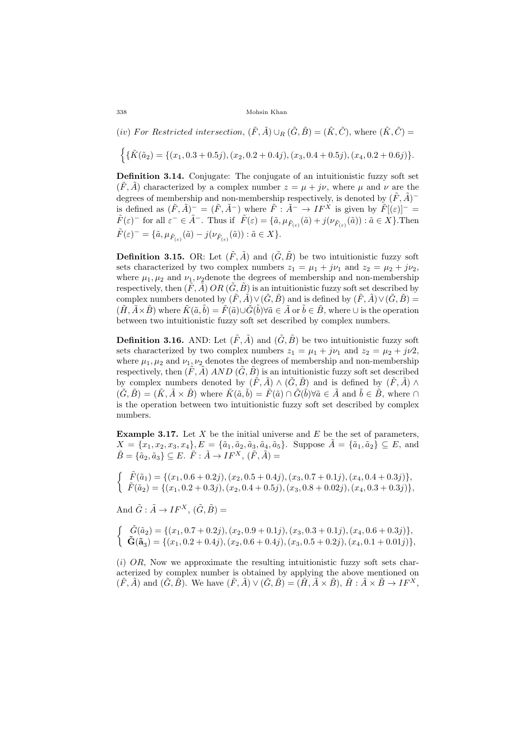*(iv) For Restricted intersection*, $(\tilde{F}, \tilde{A}) \cup_R (\tilde{G}, \tilde{B}) = (\tilde{K}, \tilde{C})$, where $(\tilde{K}, \tilde{C}) =$

$$\Big\{\{\tilde{K}(\tilde{a}_2) = \{(x_1, 0.3 + 0.5j), (x_2, 0.2 + 0.4j), (x_3, 0.4 + 0.5j), (x_4, 0.2 + 0.6j)\}.$$

**Definition 3.14.** Conjugate: The conjugate of an intuitionistic fuzzy soft set $(\tilde{F}, \tilde{A})$ characterized by a complex number $z = \mu + j\nu$, where $\mu$ and $\nu$ are the degrees of membership and non-membership respectively, is denoted by $(\tilde{F}, \tilde{A})^-$ is defined as $(\tilde{F}, \tilde{A})^-_- = (\tilde{F}, \tilde{A}^-)$ where $\tilde{F} : \tilde{A}^- \to IF^X$ is given by $\tilde{F}[(\varepsilon)]^- = \tilde{F}(\varepsilon)^-$ for all $\varepsilon^- \in \tilde{A}^-$. Thus if $\tilde{F}(\varepsilon) = \{\tilde{a}, \mu_{\tilde{F}_{(\varepsilon)}}(\tilde{a}) + j(\nu_{\tilde{F}_{(\varepsilon)}}(\tilde{a})) : \tilde{a} \in X\}$.Then $\tilde{F}(\varepsilon)^- = \{\tilde{a}, \mu_{\tilde{F}_{(\varepsilon)}}(\tilde{a}) - j(\nu_{\tilde{F}_{(\varepsilon)}}(\tilde{a})) : \tilde{a} \in X\}$.

**Definition 3.15.** OR: Let $(\tilde{F}, \tilde{A})$ and $(\tilde{G}, \tilde{B})$ be two intuitionistic fuzzy soft sets characterized by two complex numbers $z_1 = \mu_1 + j\nu_1$ and $z_2 = \mu_2 + j\nu_2$, where $\mu_1, \mu_2$ and $\nu_1, \nu_2$denote the degrees of membership and non-membership respectively, then $(\tilde{F}, \tilde{A})\ OR\ (\tilde{G}, \tilde{B})$ is an intuitionistic fuzzy soft set described by complex numbers denoted by $(\tilde{F}, \tilde{A}) \vee (\tilde{G}, \tilde{B})$ and is defined by $(\tilde{F}, \tilde{A}) \vee (\tilde{G}, \tilde{B}) = (\tilde{H}, \tilde{A} \times \tilde{B})$ where $\tilde{K}(\tilde{a}, \tilde{b}) = \tilde{F}(\tilde{a}) \cup \tilde{G}(\tilde{b}) \forall \tilde{a} \in \tilde{A}$ or $\tilde{b} \in \tilde{B}$, where $\cup$ is the operation between two intuitionistic fuzzy soft set described by complex numbers.

**Definition 3.16.** AND: Let $(\tilde{F}, \tilde{A})$ and $(\tilde{G}, \tilde{B})$ be two intuitionistic fuzzy soft sets characterized by two complex numbers $z_1 = \mu_1 + j\nu_1$ and $z_2 = \mu_2 + j\nu 2$, where $\mu_1, \mu_2$ and $\nu_1, \nu_2$ denotes the degrees of membership and non-membership respectively, then $(\tilde{F}, \tilde{A})\ AND\ (\tilde{G}, \tilde{B})$ is an intuitionistic fuzzy soft set described by complex numbers denoted by $(\tilde{F}, \tilde{A}) \wedge (\tilde{G}, \tilde{B})$ and is defined by $(\tilde{F}, \tilde{A}) \wedge (\tilde{G}, \tilde{B}) = (\tilde{K}, \tilde{A} \times \tilde{B})$ where $\tilde{K}(\tilde{a}, \tilde{b}) = \tilde{F}(\tilde{a}) \cap \tilde{G}(\tilde{b}) \forall \tilde{a} \in \tilde{A}$ and $\tilde{b} \in \tilde{B}$, where $\cap$ is the operation between two intuitionistic fuzzy soft set described by complex numbers.

**Example 3.17.** Let $X$ be the initial universe and $E$ be the set of parameters, $X = \{x_1, x_2, x_3, x_4\}, E = \{\tilde{a}_1, \tilde{a}_2, \tilde{a}_3, \tilde{a}_4, \tilde{a}_5\}$. Suppose $\tilde{A} = \{\tilde{a}_1, \tilde{a}_2\} \subseteq E$, and $\tilde{B} = \{\tilde{a}_2, \tilde{a}_3\} \subseteq E$. $\tilde{F} : \tilde{A} \to IF^X$, $(\tilde{F}, \tilde{A}) =$

$$\begin{cases} \tilde{F}(\tilde{a}_1) = \{(x_1, 0.6 + 0.2j), (x_2, 0.5 + 0.4j), (x_3, 0.7 + 0.1j), (x_4, 0.4 + 0.3j)\}, \\ \tilde{F}(\tilde{a}_2) = \{(x_1, 0.2 + 0.3j), (x_2, 0.4 + 0.5j), (x_3, 0.8 + 0.02j), (x_4, 0.3 + 0.3j)\}, \end{cases}$$

And $\tilde{G} : \tilde{A} \to IF^X$, $(\tilde{G}, \tilde{B}) =$

$$\begin{cases} \tilde{G}(\tilde{a}_2) = \{(x_1, 0.7 + 0.2j), (x_2, 0.9 + 0.1j), (x_3, 0.3 + 0.1j), (x_4, 0.6 + 0.3j)\}, \\ \tilde{\mathbf{G}}(\tilde{\mathbf{a}}_3) = \{(x_1, 0.2 + 0.4j), (x_2, 0.6 + 0.4j), (x_3, 0.5 + 0.2j), (x_4, 0.1 + 0.01j)\}, \end{cases}$$

$(i)$ $OR$, Now we approximate the resulting intuitionistic fuzzy soft sets characterized by complex number is obtained by applying the above mentioned on $(\tilde{F}, \tilde{A})$ and $(\tilde{G}, \tilde{B})$. We have $(\tilde{F}, \tilde{A}) \vee (\tilde{G}, \tilde{B}) = (\tilde{H}, \tilde{A} \times \tilde{B})$, $\tilde{H} : \tilde{A} \times \tilde{B} \to IF^X$,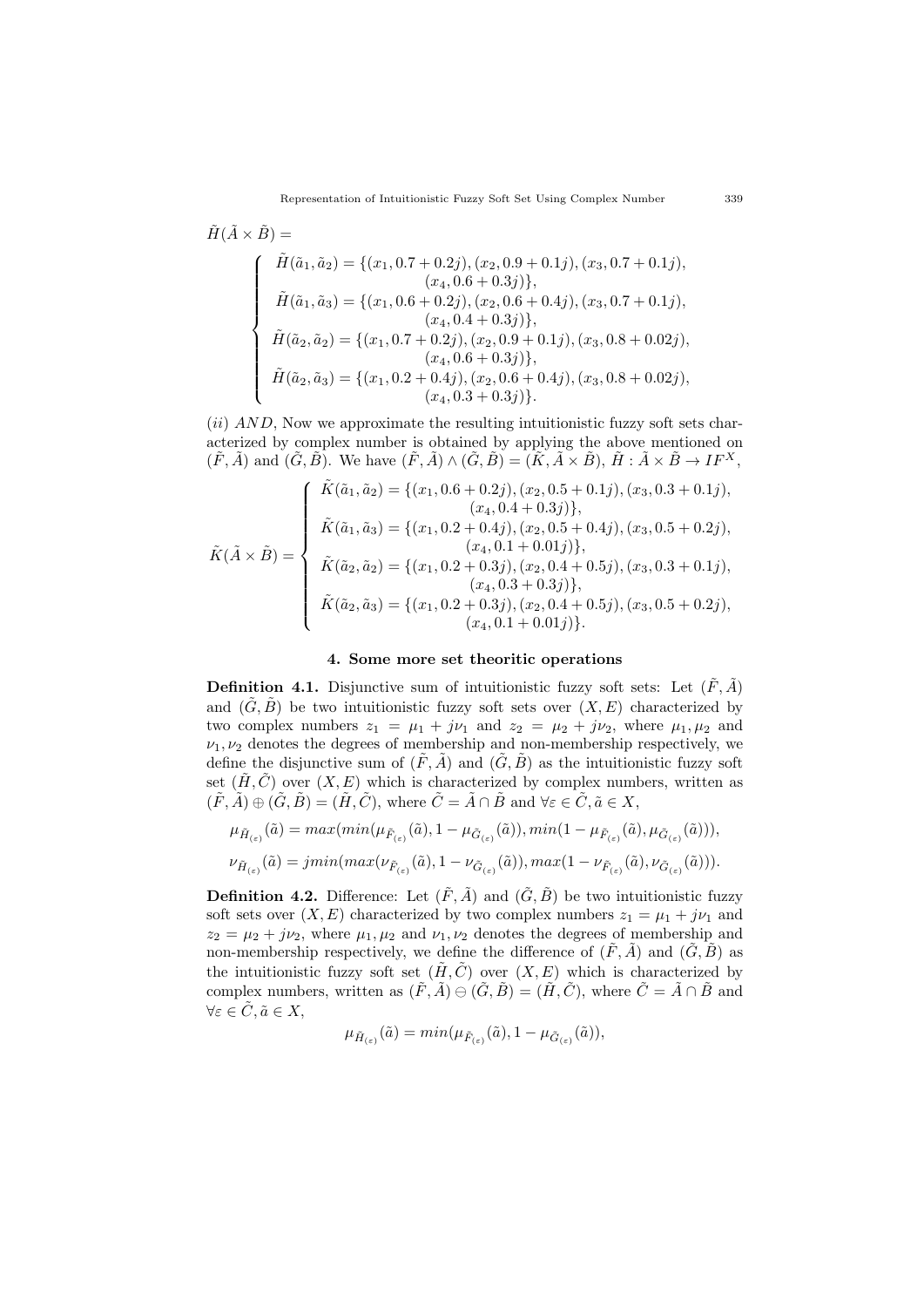$$\tilde{H}(\tilde{A} \times \tilde{B}) =$$

$$\begin{cases} \tilde{H}(\tilde{a}_1, \tilde{a}_2) = \{(x_1, 0.7 + 0.2j), (x_2, 0.9 + 0.1j), (x_3, 0.7 + 0.1j), \\ \qquad (x_4, 0.6 + 0.3j)\}, \\ \tilde{H}(\tilde{a}_1, \tilde{a}_3) = \{(x_1, 0.6 + 0.2j), (x_2, 0.6 + 0.4j), (x_3, 0.7 + 0.1j), \\ \qquad (x_4, 0.4 + 0.3j)\}, \\ \tilde{H}(\tilde{a}_2, \tilde{a}_2) = \{(x_1, 0.7 + 0.2j), (x_2, 0.9 + 0.1j), (x_3, 0.8 + 0.02j), \\ \qquad (x_4, 0.6 + 0.3j)\}, \\ \tilde{H}(\tilde{a}_2, \tilde{a}_3) = \{(x_1, 0.2 + 0.4j), (x_2, 0.6 + 0.4j), (x_3, 0.8 + 0.02j), \\ \qquad (x_4, 0.3 + 0.3j)\}. \end{cases}$$

$(ii)$ $AND$, Now we approximate the resulting intuitionistic fuzzy soft sets characterized by complex number is obtained by applying the above mentioned on $(\tilde{F}, \tilde{A})$ and $(\tilde{G}, \tilde{B})$. We have $(\tilde{F}, \tilde{A}) \wedge (\tilde{G}, \tilde{B}) = (\tilde{K}, \tilde{A} \times \tilde{B})$, $\tilde{H} : \tilde{A} \times \tilde{B} \to IF^X$,

$$\tilde{K}(\tilde{A} \times \tilde{B}) = \begin{cases} \tilde{K}(\tilde{a}_1, \tilde{a}_2) = \{(x_1, 0.6 + 0.2j), (x_2, 0.5 + 0.1j), (x_3, 0.3 + 0.1j), \\ \qquad (x_4, 0.4 + 0.3j)\}, \\ \tilde{K}(\tilde{a}_1, \tilde{a}_3) = \{(x_1, 0.2 + 0.4j), (x_2, 0.5 + 0.4j), (x_3, 0.5 + 0.2j), \\ \qquad (x_4, 0.1 + 0.01j)\}, \\ \tilde{K}(\tilde{a}_2, \tilde{a}_2) = \{(x_1, 0.2 + 0.3j), (x_2, 0.4 + 0.5j), (x_3, 0.3 + 0.1j), \\ \qquad (x_4, 0.3 + 0.3j)\}, \\ \tilde{K}(\tilde{a}_2, \tilde{a}_3) = \{(x_1, 0.2 + 0.3j), (x_2, 0.4 + 0.5j), (x_3, 0.5 + 0.2j), \\ \qquad (x_4, 0.1 + 0.01j)\}. \end{cases}$$

## 4. Some more set theoritic operations

**Definition 4.1.** Disjunctive sum of intuitionistic fuzzy soft sets: Let $(\tilde{F}, \tilde{A})$ and $(\tilde{G}, \tilde{B})$ be two intuitionistic fuzzy soft sets over $(X, E)$ characterized by two complex numbers $z_1 = \mu_1 + j\nu_1$ and $z_2 = \mu_2 + j\nu_2$, where $\mu_1, \mu_2$ and $\nu_1, \nu_2$ denotes the degrees of membership and non-membership respectively, we define the disjunctive sum of $(\tilde{F}, \tilde{A})$ and $(\tilde{G}, \tilde{B})$ as the intuitionistic fuzzy soft set $(\tilde{H}, \tilde{C})$ over $(X, E)$ which is characterized by complex numbers, written as $(\tilde{F}, \tilde{A}) \oplus (\tilde{G}, \tilde{B}) = (\tilde{H}, \tilde{C})$, where $\tilde{C} = \tilde{A} \cap \tilde{B}$ and $\forall \varepsilon \in \tilde{C}, \tilde{a} \in X$,

$$\mu_{\tilde{H}_{(\varepsilon)}}(\tilde{a}) = max(min(\mu_{\tilde{F}_{(\varepsilon)}}(\tilde{a}), 1 - \mu_{\tilde{G}_{(\varepsilon)}}(\tilde{a})), min(1 - \mu_{\tilde{F}_{(\varepsilon)}}(\tilde{a}), \mu_{\tilde{G}_{(\varepsilon)}}(\tilde{a}))),$$

$$\nu_{\tilde{H}_{(\varepsilon)}}(\tilde{a}) = jmin(max(\nu_{\tilde{F}_{(\varepsilon)}}(\tilde{a}), 1 - \nu_{\tilde{G}_{(\varepsilon)}}(\tilde{a})), max(1 - \nu_{\tilde{F}_{(\varepsilon)}}(\tilde{a}), \nu_{\tilde{G}_{(\varepsilon)}}(\tilde{a}))).$$

**Definition 4.2.** Difference: Let $(\tilde{F}, \tilde{A})$ and $(\tilde{G}, \tilde{B})$ be two intuitionistic fuzzy soft sets over $(X, E)$ characterized by two complex numbers $z_1 = \mu_1 + j\nu_1$ and $z_2 = \mu_2 + j\nu_2$, where $\mu_1, \mu_2$ and $\nu_1, \nu_2$ denotes the degrees of membership and non-membership respectively, we define the difference of $(\tilde{F}, \tilde{A})$ and $(\tilde{G}, \tilde{B})$ as the intuitionistic fuzzy soft set $(\tilde{H}, \tilde{C})$ over $(X, E)$ which is characterized by complex numbers, written as $(\tilde{F}, \tilde{A}) \ominus (\tilde{G}, \tilde{B}) = (\tilde{H}, \tilde{C})$, where $\tilde{C} = \tilde{A} \cap \tilde{B}$ and $\forall \varepsilon \in \tilde{C}, \tilde{a} \in X$,

$$\mu_{\tilde{H}_{(\varepsilon)}}(\tilde{a}) = min(\mu_{\tilde{F}_{(\varepsilon)}}(\tilde{a}), 1 - \mu_{\tilde{G}_{(\varepsilon)}}(\tilde{a})),$$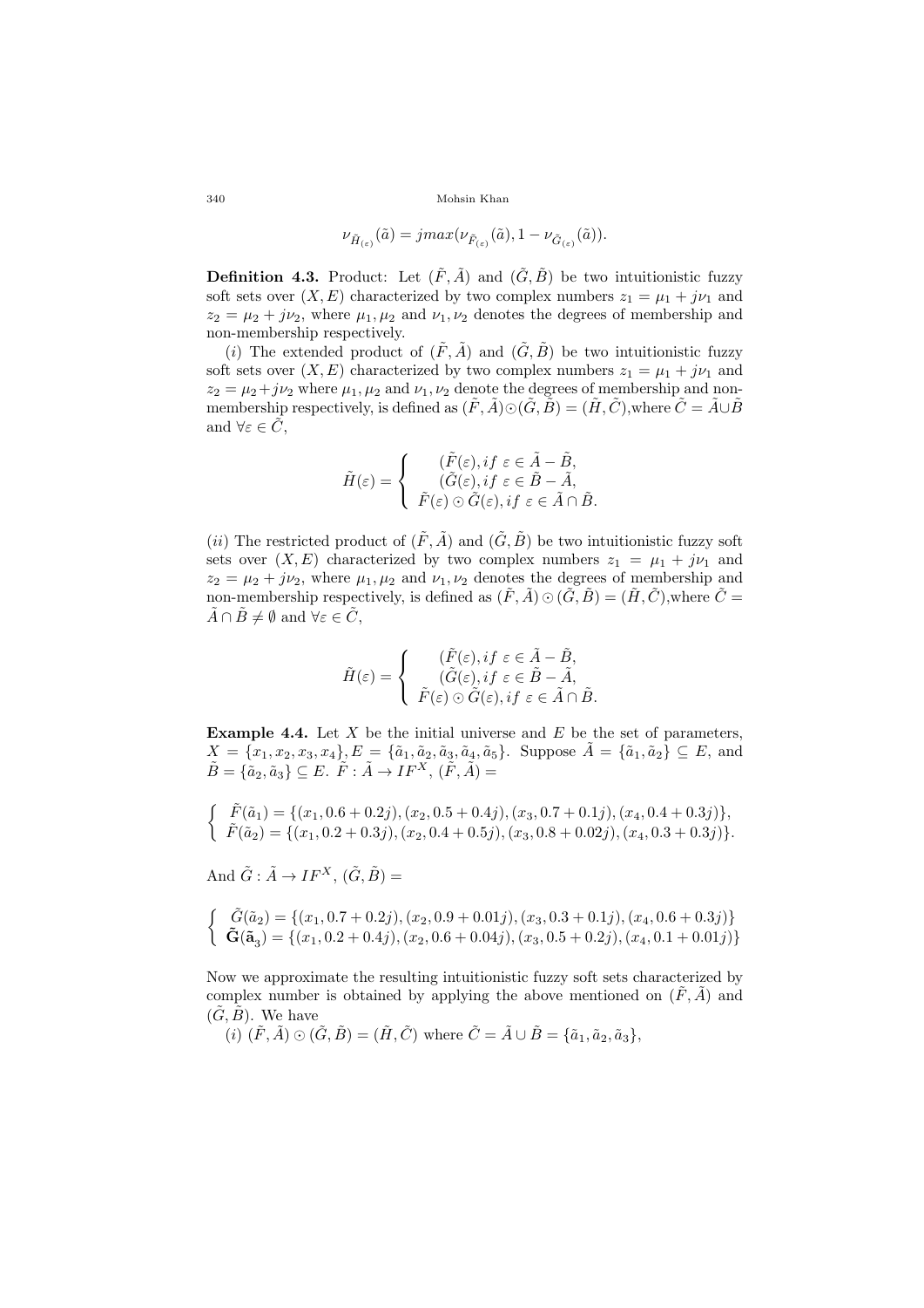$$\nu_{\tilde{H}_{(\varepsilon)}}(\tilde{a}) = jmax(\nu_{\tilde{F}_{(\varepsilon)}}(\tilde{a}), 1 - \nu_{\tilde{G}_{(\varepsilon)}}(\tilde{a})).$$

**Definition 4.3.** Product: Let $(\tilde{F}, \tilde{A})$ and $(\tilde{G}, \tilde{B})$ be two intuitionistic fuzzy soft sets over $(X, E)$ characterized by two complex numbers $z_1 = \mu_1 + j\nu_1$ and $z_2 = \mu_2 + j\nu_2$, where $\mu_1, \mu_2$ and $\nu_1, \nu_2$ denotes the degrees of membership and non-membership respectively.

$(i)$ The extended product of $(\tilde{F}, \tilde{A})$ and $(\tilde{G}, \tilde{B})$ be two intuitionistic fuzzy soft sets over $(X, E)$ characterized by two complex numbers $z_1 = \mu_1 + j\nu_1$ and $z_2 = \mu_2 + j\nu_2$ where $\mu_1, \mu_2$ and $\nu_1, \nu_2$ denote the degrees of membership and non-membership respectively, is defined as $(\tilde{F}, \tilde{A}) \odot (\tilde{G}, \tilde{B}) = (\tilde{H}, \tilde{C})$,where $\tilde{C} = \tilde{A} \cup \tilde{B}$ and $\forall \varepsilon \in \tilde{C}$,

$$\tilde{H}(\varepsilon) = \begin{cases} (\tilde{F}(\varepsilon), if \ \varepsilon \in \tilde{A} - \tilde{B}, \\ (\tilde{G}(\varepsilon), if \ \varepsilon \in \tilde{B} - \tilde{A}, \\ \tilde{F}(\varepsilon) \odot \tilde{G}(\varepsilon), if \ \varepsilon \in \tilde{A} \cap \tilde{B}. \end{cases}$$

$(ii)$ The restricted product of $(\tilde{F}, \tilde{A})$ and $(\tilde{G}, \tilde{B})$ be two intuitionistic fuzzy soft sets over $(X, E)$ characterized by two complex numbers $z_1 = \mu_1 + j\nu_1$ and $z_2 = \mu_2 + j\nu_2$, where $\mu_1, \mu_2$ and $\nu_1, \nu_2$ denotes the degrees of membership and non-membership respectively, is defined as $(\tilde{F}, \tilde{A}) \odot (\tilde{G}, \tilde{B}) = (\tilde{H}, \tilde{C})$,where $\tilde{C} = \tilde{A} \cap \tilde{B} \neq \emptyset$ and $\forall \varepsilon \in \tilde{C}$,

$$\tilde{H}(\varepsilon) = \begin{cases} (\tilde{F}(\varepsilon), if \ \varepsilon \in \tilde{A} - \tilde{B}, \\ (\tilde{G}(\varepsilon), if \ \varepsilon \in \tilde{B} - \tilde{A}, \\ \tilde{F}(\varepsilon) \odot \tilde{G}(\varepsilon), if \ \varepsilon \in \tilde{A} \cap \tilde{B}. \end{cases}$$

**Example 4.4.** Let $X$ be the initial universe and $E$ be the set of parameters, $X = \{x_1, x_2, x_3, x_4\}, E = \{\tilde{a}_1, \tilde{a}_2, \tilde{a}_3, \tilde{a}_4, \tilde{a}_5\}$. Suppose $\tilde{A} = \{\tilde{a}_1, \tilde{a}_2\} \subseteq E$, and $\tilde{B} = \{\tilde{a}_2, \tilde{a}_3\} \subseteq E$. $\tilde{F} : \tilde{A} \rightarrow IF^X$, $(\tilde{F}, \tilde{A}) =$

$$\begin{cases} \tilde{F}(\tilde{a}_1) = \{(x_1, 0.6 + 0.2j), (x_2, 0.5 + 0.4j), (x_3, 0.7 + 0.1j), (x_4, 0.4 + 0.3j)\}, \\ \tilde{F}(\tilde{a}_2) = \{(x_1, 0.2 + 0.3j), (x_2, 0.4 + 0.5j), (x_3, 0.8 + 0.02j), (x_4, 0.3 + 0.3j)\}. \end{cases}$$

And $\tilde{G} : \tilde{A} \rightarrow IF^X$, $(\tilde{G}, \tilde{B}) =$

$$\begin{cases} \tilde{G}(\tilde{a}_2) = \{(x_1, 0.7 + 0.2j), (x_2, 0.9 + 0.01j), (x_3, 0.3 + 0.1j), (x_4, 0.6 + 0.3j)\} \\ \tilde{\mathbf{G}}(\tilde{\mathbf{a}}_3) = \{(x_1, 0.2 + 0.4j), (x_2, 0.6 + 0.04j), (x_3, 0.5 + 0.2j), (x_4, 0.1 + 0.01j)\} \end{cases}$$

Now we approximate the resulting intuitionistic fuzzy soft sets characterized by complex number is obtained by applying the above mentioned on $(\tilde{F}, \tilde{A})$ and $(\tilde{G}, \tilde{B})$. We have

$(i)$ $(\tilde{F}, \tilde{A}) \odot (\tilde{G}, \tilde{B}) = (\tilde{H}, \tilde{C})$ where $\tilde{C} = \tilde{A} \cup \tilde{B} = \{\tilde{a}_1, \tilde{a}_2, \tilde{a}_3\}$,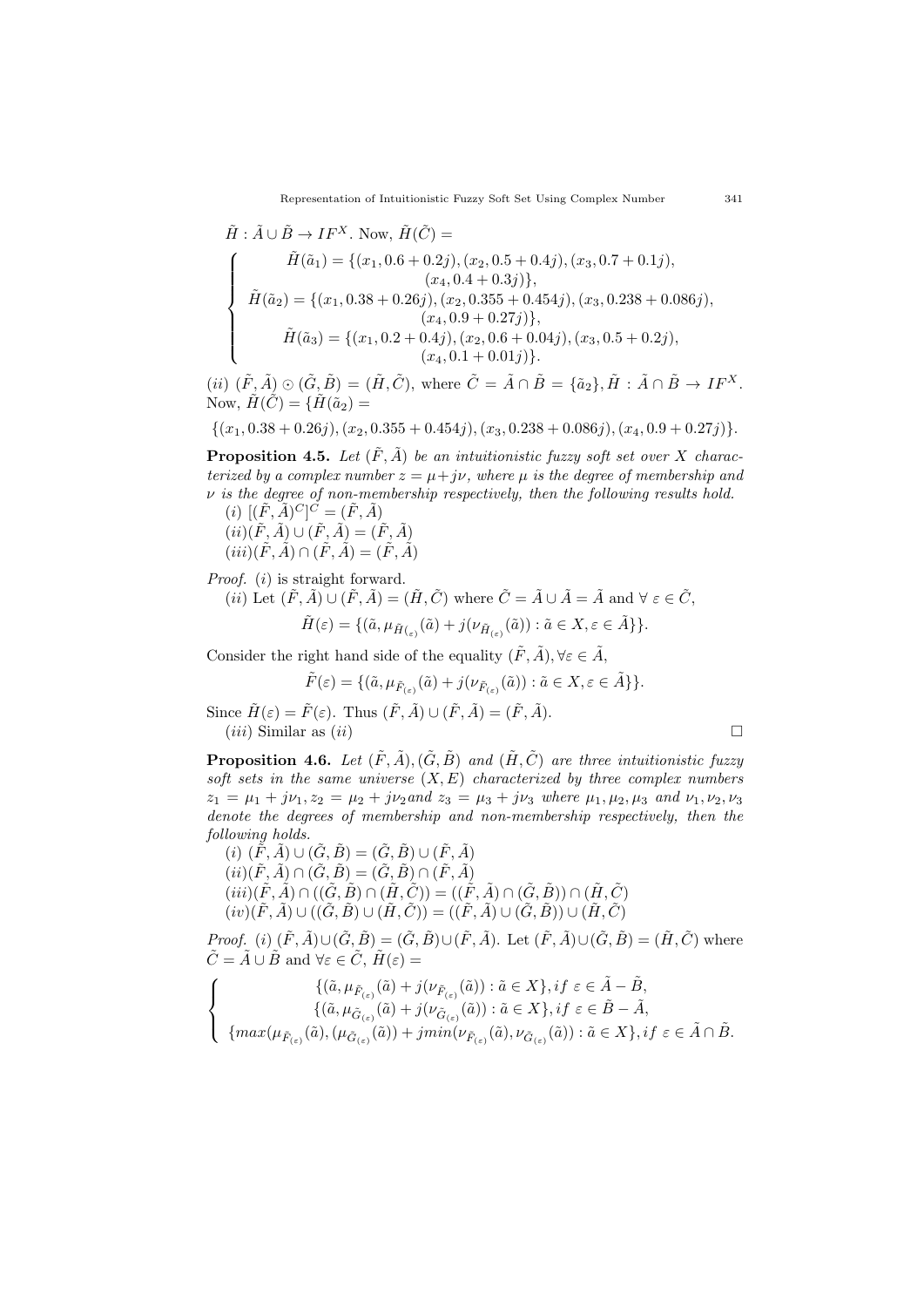$\tilde{H} : \tilde{A} \cup \tilde{B} \rightarrow IF^X$. Now, $\tilde{H}(\tilde{C}) =$

$$\begin{cases} \tilde{H}(\tilde{a}_1) = \{(x_1, 0.6 + 0.2j), (x_2, 0.5 + 0.4j), (x_3, 0.7 + 0.1j), \\ \quad (x_4, 0.4 + 0.3j)\}, \\ \tilde{H}(\tilde{a}_2) = \{(x_1, 0.38 + 0.26j), (x_2, 0.355 + 0.454j), (x_3, 0.238 + 0.086j), \\ \quad (x_4, 0.9 + 0.27j)\}, \\ \tilde{H}(\tilde{a}_3) = \{(x_1, 0.2 + 0.4j), (x_2, 0.6 + 0.04j), (x_3, 0.5 + 0.2j), \\ \quad (x_4, 0.1 + 0.01j)\}. \end{cases}$$

$(ii)$ $(\tilde{F}, \tilde{A}) \odot (\tilde{G}, \tilde{B}) = (\tilde{H}, \tilde{C})$, where $\tilde{C} = \tilde{A} \cap \tilde{B} = \{\tilde{a}_2\}, \tilde{H} : \tilde{A} \cap \tilde{B} \rightarrow IF^X$. Now, $\tilde{H}(\tilde{C}) = \{\tilde{H}(\tilde{a}_2) =$

$\{(x_1, 0.38 + 0.26j), (x_2, 0.355 + 0.454j), (x_3, 0.238 + 0.086j), (x_4, 0.9 + 0.27j)\}$.

**Proposition 4.5.** *Let $(\tilde{F}, \tilde{A})$ be an intuitionistic fuzzy soft set over $X$ characterized by a complex number $z = \mu + j\nu$, where $\mu$ is the degree of membership and $\nu$ is the degree of non-membership respectively, then the following results hold.*

$(i)$ $[(\tilde{F}, \tilde{A})^C]^C = (\tilde{F}, \tilde{A})$

$(ii) (\tilde{F}, \tilde{A}) \cup (\tilde{F}, \tilde{A}) = (\tilde{F}, \tilde{A})$

$(iii) (\tilde{F}, \tilde{A}) \cap (\tilde{F}, \tilde{A}) = (\tilde{F}, \tilde{A})$

*Proof.* $(i)$ is straight forward.

$(ii)$ Let $(\tilde{F}, \tilde{A}) \cup (\tilde{F}, \tilde{A}) = (\tilde{H}, \tilde{C})$ where $\tilde{C} = \tilde{A} \cup \tilde{A} = \tilde{A}$ and $\forall\ \varepsilon \in \tilde{C}$,

$$\tilde{H}(\varepsilon) = \{(\tilde{a}, \mu_{\tilde{H}_{(\varepsilon)}}(\tilde{a}) + j(\nu_{\tilde{H}_{(\varepsilon)}}(\tilde{a})) : \tilde{a} \in X, \varepsilon \in \tilde{A}\}\}.$$

Consider the right hand side of the equality $(\tilde{F}, \tilde{A}), \forall \varepsilon \in \tilde{A}$,

$$\tilde{F}(\varepsilon) = \{(\tilde{a}, \mu_{\tilde{F}_{(\varepsilon)}}(\tilde{a}) + j(\nu_{\tilde{F}_{(\varepsilon)}}(\tilde{a})) : \tilde{a} \in X, \varepsilon \in \tilde{A}\}\}.$$

Since $\tilde{H}(\varepsilon) = \tilde{F}(\varepsilon)$. Thus $(\tilde{F}, \tilde{A}) \cup (\tilde{F}, \tilde{A}) = (\tilde{F}, \tilde{A})$.

$(iii)$ Similar as $(ii)$ □

**Proposition 4.6.** *Let $(\tilde{F}, \tilde{A}), (\tilde{G}, \tilde{B})$ and $(\tilde{H}, \tilde{C})$ are three intuitionistic fuzzy soft sets in the same universe $(X, E)$ characterized by three complex numbers $z_1 = \mu_1 + j\nu_1, z_2 = \mu_2 + j\nu_2$ and $z_3 = \mu_3 + j\nu_3$ where $\mu_1, \mu_2, \mu_3$ and $\nu_1, \nu_2, \nu_3$ denote the degrees of membership and non-membership respectively, then the following holds.*

$(i)$ $(\tilde{F}, \tilde{A}) \cup (\tilde{G}, \tilde{B}) = (\tilde{G}, \tilde{B}) \cup (\tilde{F}, \tilde{A})$

$(ii) (\tilde{F}, \tilde{A}) \cap (\tilde{G}, \tilde{B}) = (\tilde{G}, \tilde{B}) \cap (\tilde{F}, \tilde{A})$

$(iii) (\tilde{F}, \tilde{A}) \cap ((\tilde{G}, \tilde{B}) \cap (\tilde{H}, \tilde{C})) = ((\tilde{F}, \tilde{A}) \cap (\tilde{G}, \tilde{B})) \cap (\tilde{H}, \tilde{C})$

$(iv) (\tilde{F}, \tilde{A}) \cup ((\tilde{G}, \tilde{B}) \cup (\tilde{H}, \tilde{C})) = ((\tilde{F}, \tilde{A}) \cup (\tilde{G}, \tilde{B})) \cup (\tilde{H}, \tilde{C})$

*Proof.* $(i)$ $(\tilde{F}, \tilde{A}) \cup (\tilde{G}, \tilde{B}) = (\tilde{G}, \tilde{B}) \cup (\tilde{F}, \tilde{A})$. Let $(\tilde{F}, \tilde{A}) \cup (\tilde{G}, \tilde{B}) = (\tilde{H}, \tilde{C})$ where $\tilde{C} = \tilde{A} \cup \tilde{B}$ and $\forall \varepsilon \in \tilde{C}$, $\tilde{H}(\varepsilon) =$

$$\begin{cases} \{(\tilde{a}, \mu_{\tilde{F}_{(\varepsilon)}}(\tilde{a}) + j(\nu_{\tilde{F}_{(\varepsilon)}}(\tilde{a})) : \tilde{a} \in X\}, if\ \varepsilon \in \tilde{A} - \tilde{B}, \\ \{(\tilde{a}, \mu_{\tilde{G}_{(\varepsilon)}}(\tilde{a}) + j(\nu_{\tilde{G}_{(\varepsilon)}}(\tilde{a})) : \tilde{a} \in X\}, if\ \varepsilon \in \tilde{B} - \tilde{A}, \\ \{max(\mu_{\tilde{F}_{(\varepsilon)}}(\tilde{a}), (\mu_{\tilde{G}_{(\varepsilon)}}(\tilde{a})) + jmin(\nu_{\tilde{F}_{(\varepsilon)}}(\tilde{a}), \nu_{\tilde{G}_{(\varepsilon)}}(\tilde{a})) : \tilde{a} \in X\}, if\ \varepsilon \in \tilde{A} \cap \tilde{B}. \end{cases}$$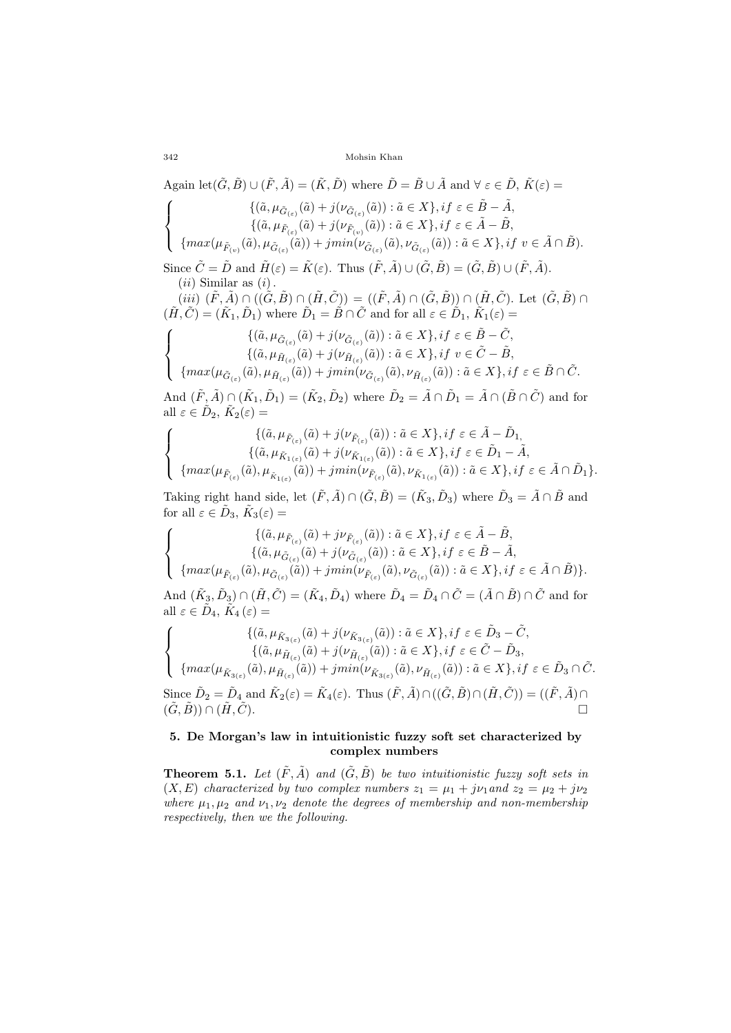Again let$(\tilde{G},\tilde{B})\cup(\tilde{F},\tilde{A})=(\tilde{K},\tilde{D})$ where $\tilde{D}=\tilde{B}\cup\tilde{A}$ and $\forall\ \varepsilon\in\tilde{D}$, $\tilde{K}(\varepsilon)=$

$$\begin{cases} \{(\tilde{a},\mu_{\tilde{G}_{(\varepsilon)}}(\tilde{a})+j(\nu_{\tilde{G}_{(\varepsilon)}}(\tilde{a})):\tilde{a}\in X\}, if\ \varepsilon\in\tilde{B}-\tilde{A}, \\ \{(\tilde{a},\mu_{\tilde{F}_{(\varepsilon)}}(\tilde{a})+j(\nu_{\tilde{F}_{(v)}}(\tilde{a})):\tilde{a}\in X\}, if\ \varepsilon\in\tilde{A}-\tilde{B}, \\ \{max(\mu_{\tilde{F}_{(v)}}(\tilde{a}),\mu_{\tilde{G}_{(\varepsilon)}}(\tilde{a}))+jmin(\nu_{\tilde{G}_{(\varepsilon)}}(\tilde{a}),\nu_{\tilde{G}_{(\varepsilon)}}(\tilde{a})):\tilde{a}\in X\}, if\ v\in\tilde{A}\cap\tilde{B}). \end{cases}$$

Since $\tilde{C}=\tilde{D}$ and $\tilde{H}(\varepsilon)=\tilde{K}(\varepsilon)$. Thus $(\tilde{F},\tilde{A})\cup(\tilde{G},\tilde{B})=(\tilde{G},\tilde{B})\cup(\tilde{F},\tilde{A})$.

$(ii)$ Similar as $(i)$.

$(iii)$ $(\tilde{F},\tilde{A})\cap((\tilde{G},\tilde{B})\cap(\tilde{H},\tilde{C}))=((\tilde{F},\tilde{A})\cap(\tilde{G},\tilde{B}))\cap(\tilde{H},\tilde{C})$. Let $(\tilde{G},\tilde{B})\cap(\tilde{H},\tilde{C})=(\tilde{K}_1,\tilde{D}_1)$ where $\tilde{D}_1=\tilde{B}\cap\tilde{C}$ and for all $\varepsilon\in\tilde{D}_1$, $\tilde{K}_1(\varepsilon)=$

$$\begin{cases} \{(\tilde{a},\mu_{\tilde{G}_{(\varepsilon)}}(\tilde{a})+j(\nu_{\tilde{G}_{(\varepsilon)}}(\tilde{a})):\tilde{a}\in X\}, if\ \varepsilon\in\tilde{B}-\tilde{C}, \\ \{(\tilde{a},\mu_{\tilde{H}_{(\varepsilon)}}(\tilde{a})+j(\nu_{\tilde{H}_{(\varepsilon)}}(\tilde{a})):\tilde{a}\in X\}, if\ v\in\tilde{C}-\tilde{B}, \\ \{max(\mu_{\tilde{G}_{(\varepsilon)}}(\tilde{a}),\mu_{\tilde{H}_{(\varepsilon)}}(\tilde{a}))+jmin(\nu_{\tilde{G}_{(\varepsilon)}}(\tilde{a}),\nu_{\tilde{H}_{(\varepsilon)}}(\tilde{a})):\tilde{a}\in X\}, if\ \varepsilon\in\tilde{B}\cap\tilde{C}. \end{cases}$$

And $(\tilde{F},\tilde{A})\cap(\tilde{K}_1,\tilde{D}_1)=(\tilde{K}_2,\tilde{D}_2)$ where $\tilde{D}_2=\tilde{A}\cap\tilde{D}_1=\tilde{A}\cap(\tilde{B}\cap\tilde{C})$ and for all $\varepsilon\in\tilde{D}_2$, $\tilde{K}_2(\varepsilon)=$

$$\begin{cases} \{(\tilde{a},\mu_{\tilde{F}_{(\varepsilon)}}(\tilde{a})+j(\nu_{\tilde{F}_{(\varepsilon)}}(\tilde{a})):\tilde{a}\in X\}, if\ \varepsilon\in\tilde{A}-\tilde{D}_1, \\ \{(\tilde{a},\mu_{\tilde{K}_{1(\varepsilon)}}(\tilde{a})+j(\nu_{\tilde{K}_{1(\varepsilon)}}(\tilde{a})):\tilde{a}\in X\}, if\ \varepsilon\in\tilde{D}_1-\tilde{A}, \\ \{max(\mu_{\tilde{F}_{(\varepsilon)}}(\tilde{a}),\mu_{\tilde{K}_{1(\varepsilon)}}(\tilde{a}))+jmin(\nu_{\tilde{F}_{(\varepsilon)}}(\tilde{a}),\nu_{\tilde{K}_{1(\varepsilon)}}(\tilde{a})):\tilde{a}\in X\}, if\ \varepsilon\in\tilde{A}\cap\tilde{D}_1\}. \end{cases}$$

Taking right hand side, let $(\tilde{F},\tilde{A})\cap(\tilde{G},\tilde{B})=(\tilde{K}_3,\tilde{D}_3)$ where $\tilde{D}_3=\tilde{A}\cap\tilde{B}$ and for all $\varepsilon\in\tilde{D}_3$, $\tilde{K}_3(\varepsilon)=$

$$\begin{cases} \{(\tilde{a},\mu_{\tilde{F}_{(\varepsilon)}}(\tilde{a})+j\nu_{\tilde{F}_{(\varepsilon)}}(\tilde{a})):\tilde{a}\in X\}, if\ \varepsilon\in\tilde{A}-\tilde{B}, \\ \{(\tilde{a},\mu_{\tilde{G}_{(\varepsilon)}}(\tilde{a})+j(\nu_{\tilde{G}_{(\varepsilon)}}(\tilde{a})):\tilde{a}\in X\}, if\ \varepsilon\in\tilde{B}-\tilde{A}, \\ \{max(\mu_{\tilde{F}_{(\varepsilon)}}(\tilde{a}),\mu_{\tilde{G}_{(\varepsilon)}}(\tilde{a}))+jmin(\nu_{\tilde{F}_{(\varepsilon)}}(\tilde{a}),\nu_{\tilde{G}_{(\varepsilon)}}(\tilde{a})):\tilde{a}\in X\}, if\ \varepsilon\in\tilde{A}\cap\tilde{B})\}. \end{cases}$$

And $(\tilde{K}_3,\tilde{D}_3)\cap(\tilde{H},\tilde{C})=(\tilde{K}_4,\tilde{D}_4)$ where $\tilde{D}_4=\tilde{D}_4\cap\tilde{C}=(\tilde{A}\cap\tilde{B})\cap\tilde{C}$ and for all $\varepsilon\in\tilde{D}_4$, $\tilde{K}_4(\varepsilon)=$

$$\begin{cases} \{(\tilde{a},\mu_{\tilde{K}_{3(\varepsilon)}}(\tilde{a})+j(\nu_{\tilde{K}_{3(\varepsilon)}}(\tilde{a})):\tilde{a}\in X\}, if\ \varepsilon\in\tilde{D}_3-\tilde{C}, \\ \{(\tilde{a},\mu_{\tilde{H}_{(\varepsilon)}}(\tilde{a})+j(\nu_{\tilde{H}_{(\varepsilon)}}(\tilde{a})):\tilde{a}\in X\}, if\ \varepsilon\in\tilde{C}-\tilde{D}_3, \\ \{max(\mu_{\tilde{K}_{3(\varepsilon)}}(\tilde{a}),\mu_{\tilde{H}_{(\varepsilon)}}(\tilde{a}))+jmin(\nu_{\tilde{K}_{3(\varepsilon)}}(\tilde{a}),\nu_{\tilde{H}_{(\varepsilon)}}(\tilde{a})):\tilde{a}\in X\}, if\ \varepsilon\in\tilde{D}_3\cap\tilde{C}. \end{cases}$$

Since $\tilde{D}_2=\tilde{D}_4$ and $\tilde{K}_2(\varepsilon)=\tilde{K}_4(\varepsilon)$. Thus $(\tilde{F},\tilde{A})\cap((\tilde{G},\tilde{B})\cap(\tilde{H},\tilde{C}))=((\tilde{F},\tilde{A})\cap(\tilde{G},\tilde{B}))\cap(\tilde{H},\tilde{C})$. □

## 5. De Morgan's law in intuitionistic fuzzy soft set characterized by complex numbers

**Theorem 5.1.** *Let $(\tilde{F},\tilde{A})$ and $(\tilde{G},\tilde{B})$ be two intuitionistic fuzzy soft sets in $(X,E)$ characterized by two complex numbers $z_1=\mu_1+j\nu_1$ and $z_2=\mu_2+j\nu_2$ where $\mu_1,\mu_2$ and $\nu_1,\nu_2$ denote the degrees of membership and non-membership respectively, then we the following.*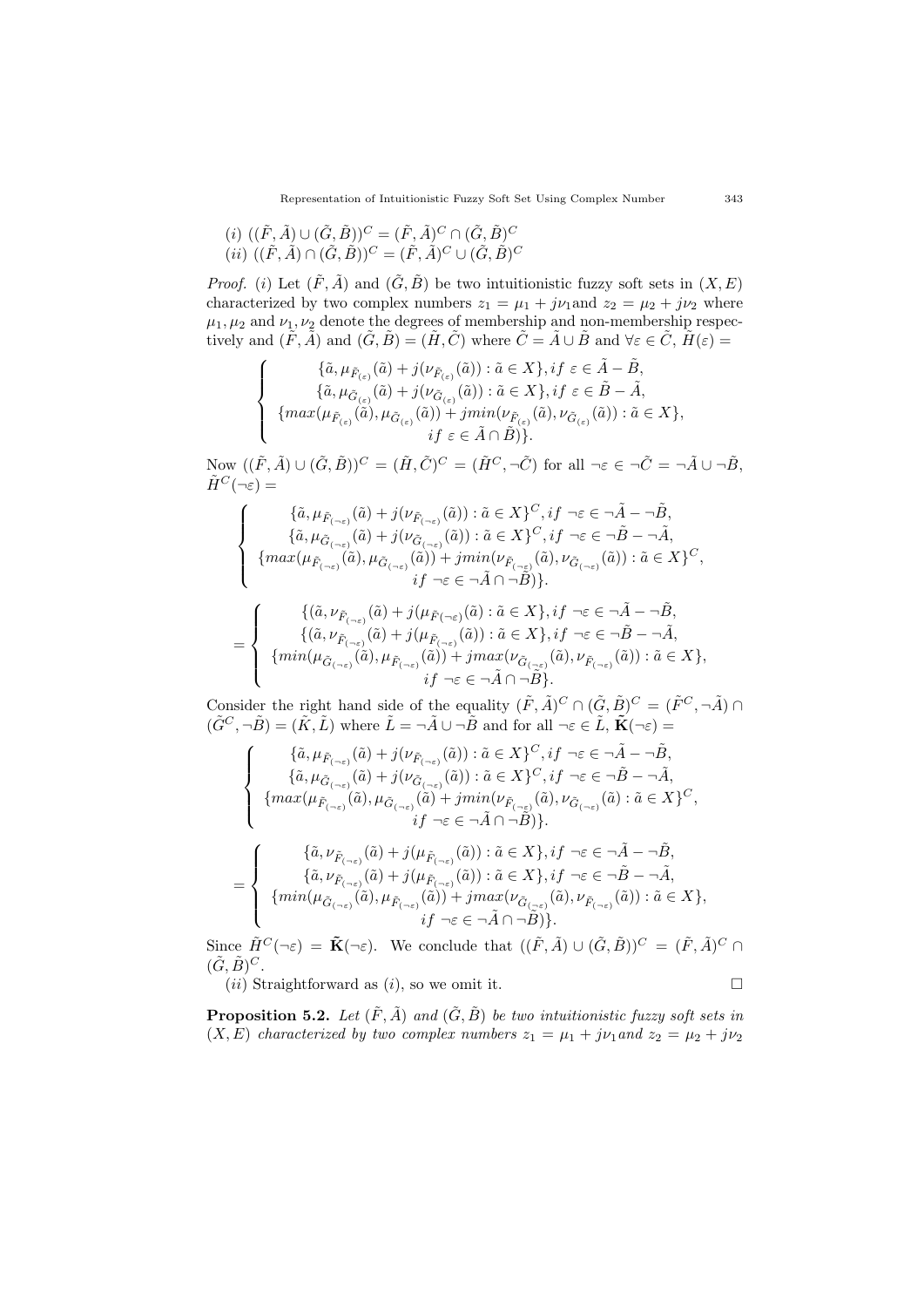(*i*) $((\tilde{F},\tilde{A}) \cup (\tilde{G},\tilde{B}))^C = (\tilde{F},\tilde{A})^C \cap (\tilde{G},\tilde{B})^C$
(*ii*) $((\tilde{F},\tilde{A}) \cap (\tilde{G},\tilde{B}))^C = (\tilde{F},\tilde{A})^C \cup (\tilde{G},\tilde{B})^C$

*Proof.* (*i*) Let $(\tilde{F},\tilde{A})$ and $(\tilde{G},\tilde{B})$ be two intuitionistic fuzzy soft sets in $(X,E)$ characterized by two complex numbers $z_1 = \mu_1 + j\nu_1$and $z_2 = \mu_2 + j\nu_2$ where $\mu_1, \mu_2$ and $\nu_1, \nu_2$ denote the degrees of membership and non-membership respectively and $(\tilde{F},\tilde{A})$ and $(\tilde{G},\tilde{B}) = (\tilde{H},\tilde{C})$ where $\tilde{C} = \tilde{A} \cup \tilde{B}$ and $\forall \varepsilon \in \tilde{C}$, $\tilde{H}(\varepsilon) =$

$$\begin{cases} \{\tilde{a}, \mu_{\tilde{F}_{(\varepsilon)}}(\tilde{a}) + j(\nu_{\tilde{F}_{(\varepsilon)}}(\tilde{a})) : \tilde{a} \in X\}, if\ \varepsilon \in \tilde{A} - \tilde{B}, \\ \{\tilde{a}, \mu_{\tilde{G}_{(\varepsilon)}}(\tilde{a}) + j(\nu_{\tilde{G}_{(\varepsilon)}}(\tilde{a})) : \tilde{a} \in X\}, if\ \varepsilon \in \tilde{B} - \tilde{A}, \\ \{max(\mu_{\tilde{F}_{(\varepsilon)}}(\tilde{a}), \mu_{\tilde{G}_{(\varepsilon)}}(\tilde{a})) + jmin(\nu_{\tilde{F}_{(\varepsilon)}}(\tilde{a}), \nu_{\tilde{G}_{(\varepsilon)}}(\tilde{a})) : \tilde{a} \in X\}, \\ \qquad if\ \varepsilon \in \tilde{A} \cap \tilde{B})\}. \end{cases}$$

Now $((\tilde{F},\tilde{A}) \cup (\tilde{G},\tilde{B}))^C = (\tilde{H},\tilde{C})^C = (\tilde{H}^C, \neg\tilde{C})$ for all $\neg\varepsilon \in \neg\tilde{C} = \neg\tilde{A} \cup \neg\tilde{B}$, $\tilde{H}^C(\neg\varepsilon) =$

$$\begin{cases} \{\tilde{a}, \mu_{\tilde{F}_{(\neg\varepsilon)}}(\tilde{a}) + j(\nu_{\tilde{F}_{(\neg\varepsilon)}}(\tilde{a})) : \tilde{a} \in X\}^C, if\ \neg\varepsilon \in \neg\tilde{A} - \neg\tilde{B}, \\ \{\tilde{a}, \mu_{\tilde{G}_{(\neg\varepsilon)}}(\tilde{a}) + j(\nu_{\tilde{G}_{(\neg\varepsilon)}}(\tilde{a})) : \tilde{a} \in X\}^C, if\ \neg\varepsilon \in \neg\tilde{B} - \neg\tilde{A}, \\ \{max(\mu_{\tilde{F}_{(\neg\varepsilon)}}(\tilde{a}), \mu_{\tilde{G}_{(\neg\varepsilon)}}(\tilde{a})) + jmin(\nu_{\tilde{F}_{(\neg\varepsilon)}}(\tilde{a}), \nu_{\tilde{G}_{(\neg\varepsilon)}}(\tilde{a})) : \tilde{a} \in X\}^C, \\ \qquad if\ \neg\varepsilon \in \neg\tilde{A} \cap \neg\tilde{B})\}. \end{cases}$$

$$= \begin{cases} \{(\tilde{a}, \nu_{\tilde{F}_{(\neg\varepsilon)}}(\tilde{a}) + j(\mu_{\tilde{F}(\neg\varepsilon)}(\tilde{a}) : \tilde{a} \in X\}, if\ \neg\varepsilon \in \neg\tilde{A} - \neg\tilde{B}, \\ \{(\tilde{a}, \nu_{\tilde{F}_{(\neg\varepsilon)}}(\tilde{a}) + j(\mu_{\tilde{F}_{(\neg\varepsilon)}}(\tilde{a})) : \tilde{a} \in X\}, if\ \neg\varepsilon \in \neg\tilde{B} - \neg\tilde{A}, \\ \{min(\mu_{\tilde{G}_{(\neg\varepsilon)}}(\tilde{a}), \mu_{\tilde{F}_{(\neg\varepsilon)}}(\tilde{a})) + jmax(\nu_{\tilde{G}_{(\neg\varepsilon)}}(\tilde{a}), \nu_{\tilde{F}_{(\neg\varepsilon)}}(\tilde{a})) : \tilde{a} \in X\}, \\ \qquad if\ \neg\varepsilon \in \neg\tilde{A} \cap \neg\tilde{B}\}. \end{cases}$$

Consider the right hand side of the equality $(\tilde{F},\tilde{A})^C \cap (\tilde{G},\tilde{B})^C = (\tilde{F}^C, \neg\tilde{A}) \cap (\tilde{G}^C, \neg\tilde{B}) = (\tilde{K},\tilde{L})$ where $\tilde{L} = \neg\tilde{A} \cup \neg\tilde{B}$ and for all $\neg\varepsilon \in \tilde{L}$, $\tilde{\mathbf{K}}(\neg\varepsilon) =$

$$\begin{cases} \{\tilde{a}, \mu_{\tilde{F}_{(\neg\varepsilon)}}(\tilde{a}) + j(\nu_{\tilde{F}_{(\neg\varepsilon)}}(\tilde{a})) : \tilde{a} \in X\}^C, if\ \neg\varepsilon \in \neg\tilde{A} - \neg\tilde{B}, \\ \{\tilde{a}, \mu_{\tilde{G}_{(\neg\varepsilon)}}(\tilde{a}) + j(\nu_{\tilde{G}_{(\neg\varepsilon)}}(\tilde{a})) : \tilde{a} \in X\}^C, if\ \neg\varepsilon \in \neg\tilde{B} - \neg\tilde{A}, \\ \{max(\mu_{\tilde{F}_{(\neg\varepsilon)}}(\tilde{a}), \mu_{\tilde{G}_{(\neg\varepsilon)}}(\tilde{a}) + jmin(\nu_{\tilde{F}_{(\neg\varepsilon)}}(\tilde{a}), \nu_{\tilde{G}_{(\neg\varepsilon)}}(\tilde{a}) : \tilde{a} \in X\}^C, \\ \qquad if\ \neg\varepsilon \in \neg\tilde{A} \cap \neg\tilde{B})\}. \end{cases}$$

$$= \begin{cases} \{\tilde{a}, \nu_{\tilde{F}_{(\neg\varepsilon)}}(\tilde{a}) + j(\mu_{\tilde{F}_{(\neg\varepsilon)}}(\tilde{a})) : \tilde{a} \in X\}, if\ \neg\varepsilon \in \neg\tilde{A} - \neg\tilde{B}, \\ \{\tilde{a}, \nu_{\tilde{F}_{(\neg\varepsilon)}}(\tilde{a}) + j(\mu_{\tilde{F}_{(\neg\varepsilon)}}(\tilde{a})) : \tilde{a} \in X\}, if\ \neg\varepsilon \in \neg\tilde{B} - \neg\tilde{A}, \\ \{min(\mu_{\tilde{G}_{(\neg\varepsilon)}}(\tilde{a}), \mu_{\tilde{F}_{(\neg\varepsilon)}}(\tilde{a})) + jmax(\nu_{\tilde{G}_{(\neg\varepsilon)}}(\tilde{a}), \nu_{\tilde{F}_{(\neg\varepsilon)}}(\tilde{a})) : \tilde{a} \in X\}, \\ \qquad if\ \neg\varepsilon \in \neg\tilde{A} \cap \neg\tilde{B})\}. \end{cases}$$

Since $\tilde{H}^C(\neg\varepsilon) = \tilde{\mathbf{K}}(\neg\varepsilon)$. We conclude that $((\tilde{F},\tilde{A}) \cup (\tilde{G},\tilde{B}))^C = (\tilde{F},\tilde{A})^C \cap (\tilde{G},\tilde{B})^C$.

(*ii*) Straightforward as (*i*), so we omit it. $\square$

**Proposition 5.2.** *Let $(\tilde{F},\tilde{A})$ and $(\tilde{G},\tilde{B})$ be two intuitionistic fuzzy soft sets in $(X,E)$ characterized by two complex numbers $z_1 = \mu_1 + j\nu_1$and $z_2 = \mu_2 + j\nu_2$*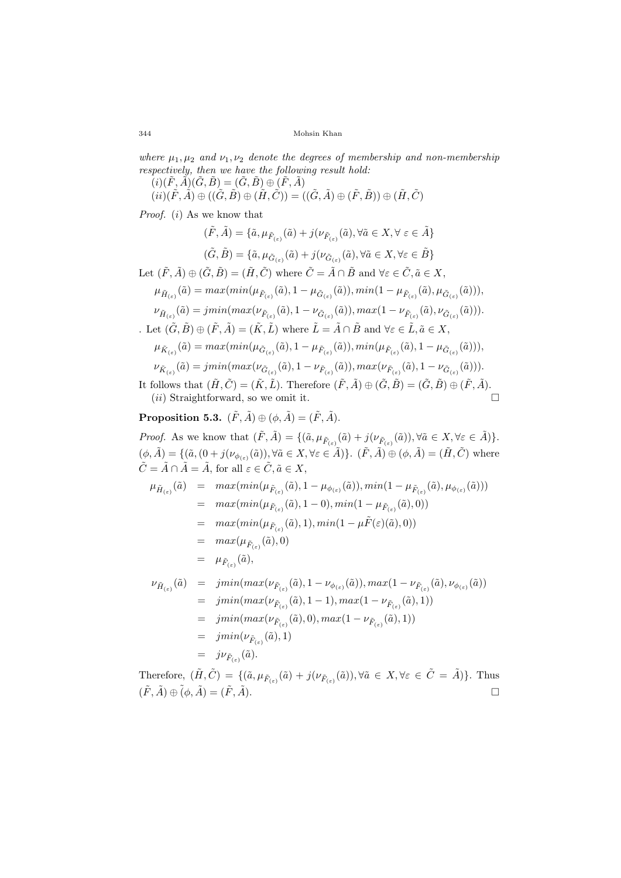*where $\mu_1, \mu_2$ and $\nu_1, \nu_2$ denote the degrees of membership and non-membership respectively, then we have the following result hold:*
$(i)(\tilde{F}, \tilde{A})(\tilde{G}, \tilde{B}) = (\tilde{G}, \tilde{B}) \oplus (\tilde{F}, \tilde{A})$
$(ii)(\tilde{F}, \tilde{A}) \oplus ((\tilde{G}, \tilde{B}) \oplus (\tilde{H}, \tilde{C})) = ((\tilde{G}, \tilde{A}) \oplus (\tilde{F}, \tilde{B})) \oplus (\tilde{H}, \tilde{C})$

*Proof.* $(i)$ As we know that

$$(\tilde{F}, \tilde{A}) = \{\tilde{a}, \mu_{\tilde{F}_{(\varepsilon)}}(\tilde{a}) + j(\nu_{\tilde{F}_{(\varepsilon)}}(\tilde{a}), \forall \tilde{a} \in X, \forall \ \varepsilon \in \tilde{A}\}$$

$$(\tilde{G}, \tilde{B}) = \{\tilde{a}, \mu_{\tilde{G}_{(\varepsilon)}}(\tilde{a}) + j(\nu_{\tilde{G}_{(\varepsilon)}}(\tilde{a}), \forall \tilde{a} \in X, \forall \varepsilon \in \tilde{B}\}$$

Let $(\tilde{F}, \tilde{A}) \oplus (\tilde{G}, \tilde{B}) = (\tilde{H}, \tilde{C})$ where $\tilde{C} = \tilde{A} \cap \tilde{B}$ and $\forall \varepsilon \in \tilde{C}, \tilde{a} \in X$,

$$\mu_{\tilde{H}_{(\varepsilon)}}(\tilde{a}) = max(min(\mu_{\tilde{F}_{(\varepsilon)}}(\tilde{a}), 1 - \mu_{\tilde{G}_{(\varepsilon)}}(\tilde{a})), min(1 - \mu_{\tilde{F}_{(\varepsilon)}}(\tilde{a}), \mu_{\tilde{G}_{(\varepsilon)}}(\tilde{a}))),$$

$$\nu_{\tilde{H}_{(\varepsilon)}}(\tilde{a}) = jmin(max(\nu_{\tilde{F}_{(\varepsilon)}}(\tilde{a}), 1 - \nu_{\tilde{G}_{(\varepsilon)}}(\tilde{a})), max(1 - \nu_{\tilde{F}_{(\varepsilon)}}(\tilde{a}), \nu_{\tilde{G}_{(\varepsilon)}}(\tilde{a}))).$$

. Let $(\tilde{G}, \tilde{B}) \oplus (\tilde{F}, \tilde{A}) = (\tilde{K}, \tilde{L})$ where $\tilde{L} = \tilde{A} \cap \tilde{B}$ and $\forall \varepsilon \in \tilde{L}, \tilde{a} \in X$,

$$\mu_{\tilde{K}_{(\varepsilon)}}(\tilde{a}) = max(min(\mu_{\tilde{G}_{(\varepsilon)}}(\tilde{a}), 1 - \mu_{\tilde{F}_{(\varepsilon)}}(\tilde{a})), min(\mu_{\tilde{F}_{(\varepsilon)}}(\tilde{a}), 1 - \mu_{\tilde{G}_{(\varepsilon)}}(\tilde{a}))),$$

$$\nu_{\tilde{K}_{(\varepsilon)}}(\tilde{a}) = jmin(max(\nu_{\tilde{G}_{(\varepsilon)}}(\tilde{a}), 1 - \nu_{\tilde{F}_{(\varepsilon)}}(\tilde{a})), max(\nu_{\tilde{F}_{(\varepsilon)}}(\tilde{a}), 1 - \nu_{\tilde{G}_{(\varepsilon)}}(\tilde{a}))).$$

It follows that $(\tilde{H}, \tilde{C}) = (\tilde{K}, \tilde{L})$. Therefore $(\tilde{F}, \tilde{A}) \oplus (\tilde{G}, \tilde{B}) = (\tilde{G}, \tilde{B}) \oplus (\tilde{F}, \tilde{A})$.

$(ii)$ Straightforward, so we omit it. □

**Proposition 5.3.** $(\tilde{F}, \tilde{A}) \oplus (\phi, \tilde{A}) = (\tilde{F}, \tilde{A})$.

*Proof.* As we know that $(\tilde{F}, \tilde{A}) = \{(\tilde{a}, \mu_{\tilde{F}_{(\varepsilon)}}(\tilde{a}) + j(\nu_{\tilde{F}_{(\varepsilon)}}(\tilde{a})), \forall \tilde{a} \in X, \forall \varepsilon \in \tilde{A})\}$. $(\phi, \tilde{A}) = \{(\tilde{a}, (0 + j(\nu_{\phi_{(\varepsilon)}}(\tilde{a})), \forall \tilde{a} \in X, \forall \varepsilon \in \tilde{A})\}$. $(\tilde{F}, \tilde{A}) \oplus (\phi, \tilde{A}) = (\tilde{H}, \tilde{C})$ where $\tilde{C} = \tilde{A} \cap \tilde{A} = \tilde{A}$, for all $\varepsilon \in \tilde{C}, \tilde{a} \in X$,

$$\begin{aligned}
\mu_{\tilde{H}_{(\varepsilon)}}(\tilde{a}) &= max(min(\mu_{\tilde{F}_{(\varepsilon)}}(\tilde{a}), 1 - \mu_{\phi_{(\varepsilon)}}(\tilde{a})), min(1 - \mu_{\tilde{F}_{(\varepsilon)}}(\tilde{a}), \mu_{\phi_{(\varepsilon)}}(\tilde{a}))) \\
&= max(min(\mu_{\tilde{F}_{(\varepsilon)}}(\tilde{a}), 1 - 0), min(1 - \mu_{\tilde{F}_{(\varepsilon)}}(\tilde{a}), 0)) \\
&= max(min(\mu_{\tilde{F}_{(\varepsilon)}}(\tilde{a}), 1), min(1 - \mu\tilde{F}(\varepsilon)(\tilde{a}), 0)) \\
&= max(\mu_{\tilde{F}_{(\varepsilon)}}(\tilde{a}), 0) \\
&= \mu_{\tilde{F}_{(\varepsilon)}}(\tilde{a}),
\end{aligned}$$

$$\begin{aligned}
\nu_{\tilde{H}_{(\varepsilon)}}(\tilde{a}) &= jmin(max(\nu_{\tilde{F}_{(\varepsilon)}}(\tilde{a}), 1 - \nu_{\phi_{(\varepsilon)}}(\tilde{a})), max(1 - \nu_{\tilde{F}_{(\varepsilon)}}(\tilde{a}), \nu_{\phi_{(\varepsilon)}}(\tilde{a})) \\
&= jmin(max(\nu_{\tilde{F}_{(\varepsilon)}}(\tilde{a}), 1 - 1), max(1 - \nu_{\tilde{F}_{(\varepsilon)}}(\tilde{a}), 1)) \\
&= jmin(max(\nu_{\tilde{F}_{(\varepsilon)}}(\tilde{a}), 0), max(1 - \nu_{\tilde{F}_{(\varepsilon)}}(\tilde{a}), 1)) \\
&= jmin(\nu_{\tilde{F}_{(\varepsilon)}}(\tilde{a}), 1) \\
&= j\nu_{\tilde{F}_{(\varepsilon)}}(\tilde{a}).
\end{aligned}$$

Therefore, $(\tilde{H}, \tilde{C}) = \{(\tilde{a}, \mu_{\tilde{F}_{(\varepsilon)}}(\tilde{a}) + j(\nu_{\tilde{F}_{(\varepsilon)}}(\tilde{a})), \forall \tilde{a} \in X, \forall \varepsilon \in \tilde{C} = \tilde{A})\}$. Thus $(\tilde{F}, \tilde{A}) \tilde{\oplus} (\phi, \tilde{A}) = (\tilde{F}, \tilde{A})$. □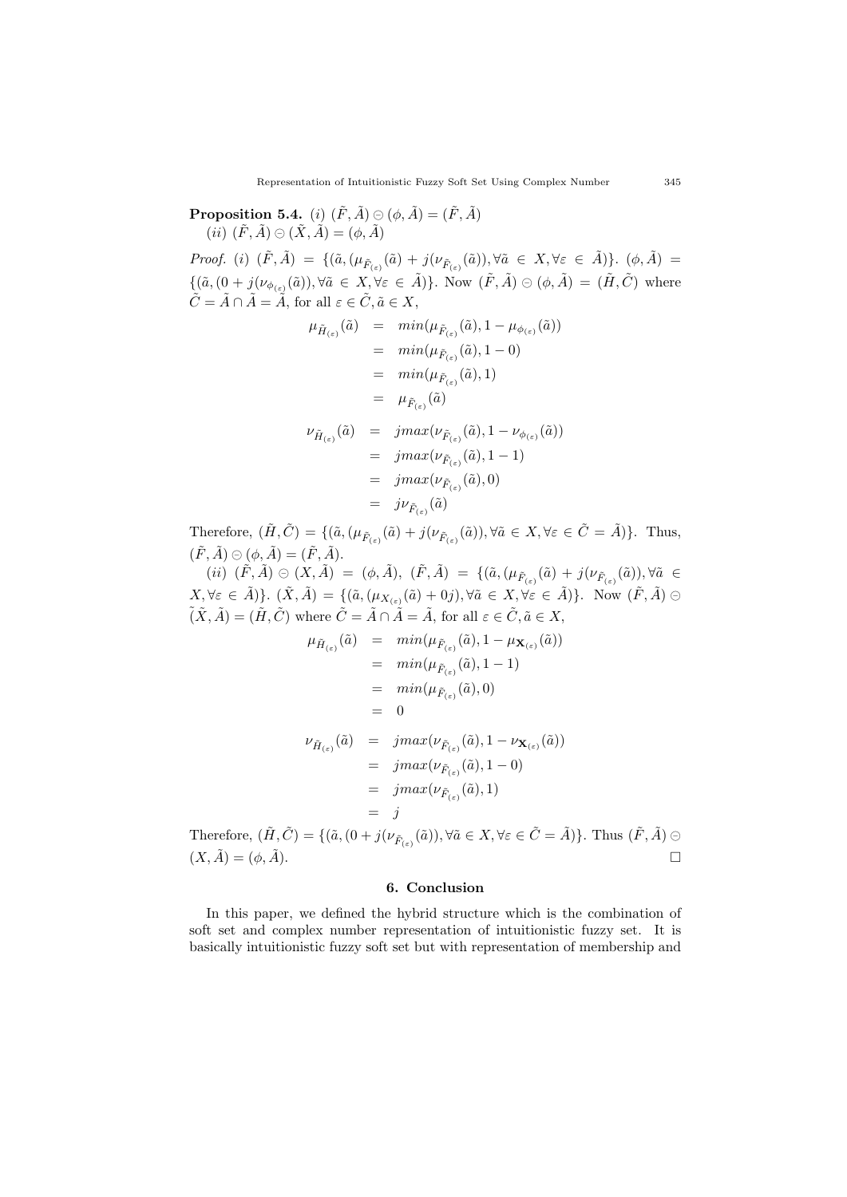**Proposition 5.4.** $(i)$ $(\tilde{F}, \tilde{A}) \ominus (\phi, \tilde{A}) = (\tilde{F}, \tilde{A})$
$(ii)$ $(\tilde{F}, \tilde{A}) \ominus (\tilde{X}, \tilde{A}) = (\phi, \tilde{A})$

*Proof.* $(i)$ $(\tilde{F}, \tilde{A}) = \{(\tilde{a}, (\mu_{\tilde{F}_{(\varepsilon)}}(\tilde{a}) + j(\nu_{\tilde{F}_{(\varepsilon)}}(\tilde{a})), \forall \tilde{a} \in X, \forall \varepsilon \in \tilde{A})\}$. $(\phi, \tilde{A}) = \{(\tilde{a}, (0 + j(\nu_{\phi_{(\varepsilon)}}(\tilde{a})), \forall \tilde{a} \in X, \forall \varepsilon \in \tilde{A})\}$. Now $(\tilde{F}, \tilde{A}) \ominus (\phi, \tilde{A}) = (\tilde{H}, \tilde{C})$ where $\tilde{C} = \tilde{A} \cap \tilde{A} = \tilde{A}$, for all $\varepsilon \in \tilde{C}, \tilde{a} \in X$,

$$
\begin{aligned}
\mu_{\tilde{H}_{(\varepsilon)}}(\tilde{a}) &= min(\mu_{\tilde{F}_{(\varepsilon)}}(\tilde{a}), 1 - \mu_{\phi_{(\varepsilon)}}(\tilde{a})) \\
&= min(\mu_{\tilde{F}_{(\varepsilon)}}(\tilde{a}), 1 - 0) \\
&= min(\mu_{\tilde{F}_{(\varepsilon)}}(\tilde{a}), 1) \\
&= \mu_{\tilde{F}_{(\varepsilon)}}(\tilde{a})
\end{aligned}
$$

$$
\begin{aligned}
\nu_{\tilde{H}_{(\varepsilon)}}(\tilde{a}) &= jmax(\nu_{\tilde{F}_{(\varepsilon)}}(\tilde{a}), 1 - \nu_{\phi_{(\varepsilon)}}(\tilde{a})) \\
&= jmax(\nu_{\tilde{F}_{(\varepsilon)}}(\tilde{a}), 1 - 1) \\
&= jmax(\nu_{\tilde{F}_{(\varepsilon)}}(\tilde{a}), 0) \\
&= j\nu_{\tilde{F}_{(\varepsilon)}}(\tilde{a})
\end{aligned}
$$

Therefore, $(\tilde{H}, \tilde{C}) = \{(\tilde{a}, (\mu_{\tilde{F}_{(\varepsilon)}}(\tilde{a}) + j(\nu_{\tilde{F}_{(\varepsilon)}}(\tilde{a})), \forall \tilde{a} \in X, \forall \varepsilon \in \tilde{C} = \tilde{A})\}$. Thus, $(\tilde{F}, \tilde{A}) \ominus (\phi, \tilde{A}) = (\tilde{F}, \tilde{A})$.

$(ii)$ $(\tilde{F}, \tilde{A}) \ominus (X, \tilde{A}) = (\phi, \tilde{A})$, $(\tilde{F}, \tilde{A}) = \{(\tilde{a}, (\mu_{\tilde{F}_{(\varepsilon)}}(\tilde{a}) + j(\nu_{\tilde{F}_{(\varepsilon)}}(\tilde{a})), \forall \tilde{a} \in X, \forall \varepsilon \in \tilde{A})\}$. $(\tilde{X}, \tilde{A}) = \{(\tilde{a}, (\mu_{X_{(\varepsilon)}}(\tilde{a}) + 0j), \forall \tilde{a} \in X, \forall \varepsilon \in \tilde{A})\}$. Now $(\tilde{F}, \tilde{A}) \ominus (\tilde{X}, \tilde{A}) = (\tilde{H}, \tilde{C})$ where $\tilde{C} = \tilde{A} \cap \tilde{A} = \tilde{A}$, for all $\varepsilon \in \tilde{C}, \tilde{a} \in X$,

$$
\begin{aligned}
\mu_{\tilde{H}_{(\varepsilon)}}(\tilde{a}) &= min(\mu_{\tilde{F}_{(\varepsilon)}}(\tilde{a}), 1 - \mu_{\mathbf{X}_{(\varepsilon)}}(\tilde{a})) \\
&= min(\mu_{\tilde{F}_{(\varepsilon)}}(\tilde{a}), 1 - 1) \\
&= min(\mu_{\tilde{F}_{(\varepsilon)}}(\tilde{a}), 0) \\
&= 0
\end{aligned}
$$

$$
\begin{aligned}
\nu_{\tilde{H}_{(\varepsilon)}}(\tilde{a}) &= jmax(\nu_{\tilde{F}_{(\varepsilon)}}(\tilde{a}), 1 - \nu_{\mathbf{X}_{(\varepsilon)}}(\tilde{a})) \\
&= jmax(\nu_{\tilde{F}_{(\varepsilon)}}(\tilde{a}), 1 - 0) \\
&= jmax(\nu_{\tilde{F}_{(\varepsilon)}}(\tilde{a}), 1) \\
&= j
\end{aligned}
$$

Therefore, $(\tilde{H}, \tilde{C}) = \{(\tilde{a}, (0 + j(\nu_{\tilde{F}_{(\varepsilon)}}(\tilde{a})), \forall \tilde{a} \in X, \forall \varepsilon \in \tilde{C} = \tilde{A})\}$. Thus $(\tilde{F}, \tilde{A}) \ominus (X, \tilde{A}) = (\phi, \tilde{A})$. □

## 6. Conclusion

In this paper, we defined the hybrid structure which is the combination of soft set and complex number representation of intuitionistic fuzzy set. It is basically intuitionistic fuzzy soft set but with representation of membership and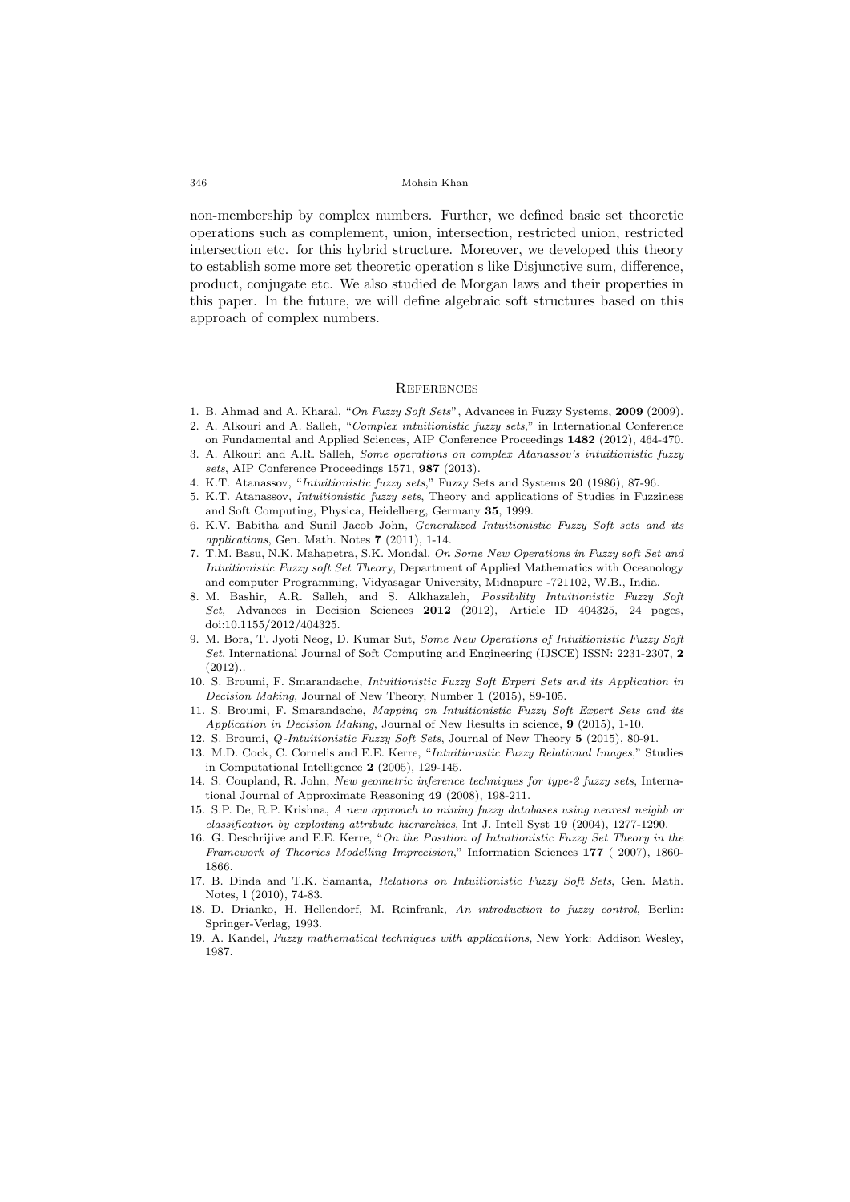non-membership by complex numbers. Further, we defined basic set theoretic operations such as complement, union, intersection, restricted union, restricted intersection etc. for this hybrid structure. Moreover, we developed this theory to establish some more set theoretic operation s like Disjunctive sum, difference, product, conjugate etc. We also studied de Morgan laws and their properties in this paper. In the future, we will define algebraic soft structures based on this approach of complex numbers.

## References

1. B. Ahmad and A. Kharal, "*On Fuzzy Soft Sets*", Advances in Fuzzy Systems, **2009** (2009).
2. A. Alkouri and A. Salleh, "*Complex intuitionistic fuzzy sets*," in International Conference on Fundamental and Applied Sciences, AIP Conference Proceedings **1482** (2012), 464-470.
3. A. Alkouri and A.R. Salleh, *Some operations on complex Atanassov's intuitionistic fuzzy sets*, AIP Conference Proceedings 1571, **987** (2013).
4. K.T. Atanassov, "*Intuitionistic fuzzy sets*," Fuzzy Sets and Systems **20** (1986), 87-96.
5. K.T. Atanassov, *Intuitionistic fuzzy sets*, Theory and applications of Studies in Fuzziness and Soft Computing, Physica, Heidelberg, Germany **35**, 1999.
6. K.V. Babitha and Sunil Jacob John, *Generalized Intuitionistic Fuzzy Soft sets and its applications*, Gen. Math. Notes **7** (2011), 1-14.
7. T.M. Basu, N.K. Mahapetra, S.K. Mondal, *On Some New Operations in Fuzzy soft Set and Intuitionistic Fuzzy soft Set Theory*, Department of Applied Mathematics with Oceanology and computer Programming, Vidyasagar University, Midnapure -721102, W.B., India.
8. M. Bashir, A.R. Salleh, and S. Alkhazaleh, *Possibility Intuitionistic Fuzzy Soft Set*, Advances in Decision Sciences **2012** (2012), Article ID 404325, 24 pages, doi:10.1155/2012/404325.
9. M. Bora, T. Jyoti Neog, D. Kumar Sut, *Some New Operations of Intuitionistic Fuzzy Soft Set*, International Journal of Soft Computing and Engineering (IJSCE) ISSN: 2231-2307, **2** (2012)..
10. S. Broumi, F. Smarandache, *Intuitionistic Fuzzy Soft Expert Sets and its Application in Decision Making*, Journal of New Theory, Number **1** (2015), 89-105.
11. S. Broumi, F. Smarandache, *Mapping on Intuitionistic Fuzzy Soft Expert Sets and its Application in Decision Making*, Journal of New Results in science, **9** (2015), 1-10.
12. S. Broumi, *Q-Intuitionistic Fuzzy Soft Sets*, Journal of New Theory **5** (2015), 80-91.
13. M.D. Cock, C. Cornelis and E.E. Kerre, "*Intuitionistic Fuzzy Relational Images*," Studies in Computational Intelligence **2** (2005), 129-145.
14. S. Coupland, R. John, *New geometric inference techniques for type-2 fuzzy sets*, International Journal of Approximate Reasoning **49** (2008), 198-211.
15. S.P. De, R.P. Krishna, *A new approach to mining fuzzy databases using nearest neighb or classification by exploiting attribute hierarchies*, Int J. Intell Syst **19** (2004), 1277-1290.
16. G. Deschrijive and E.E. Kerre, "*On the Position of Intuitionistic Fuzzy Set Theory in the Framework of Theories Modelling Imprecision*," Information Sciences **177** ( 2007), 1860-1866.
17. B. Dinda and T.K. Samanta, *Relations on Intuitionistic Fuzzy Soft Sets*, Gen. Math. Notes, **l** (2010), 74-83.
18. D. Drianko, H. Hellendorf, M. Reinfrank, *An introduction to fuzzy control*, Berlin: Springer-Verlag, 1993.
19. A. Kandel, *Fuzzy mathematical techniques with applications*, New York: Addison Wesley, 1987.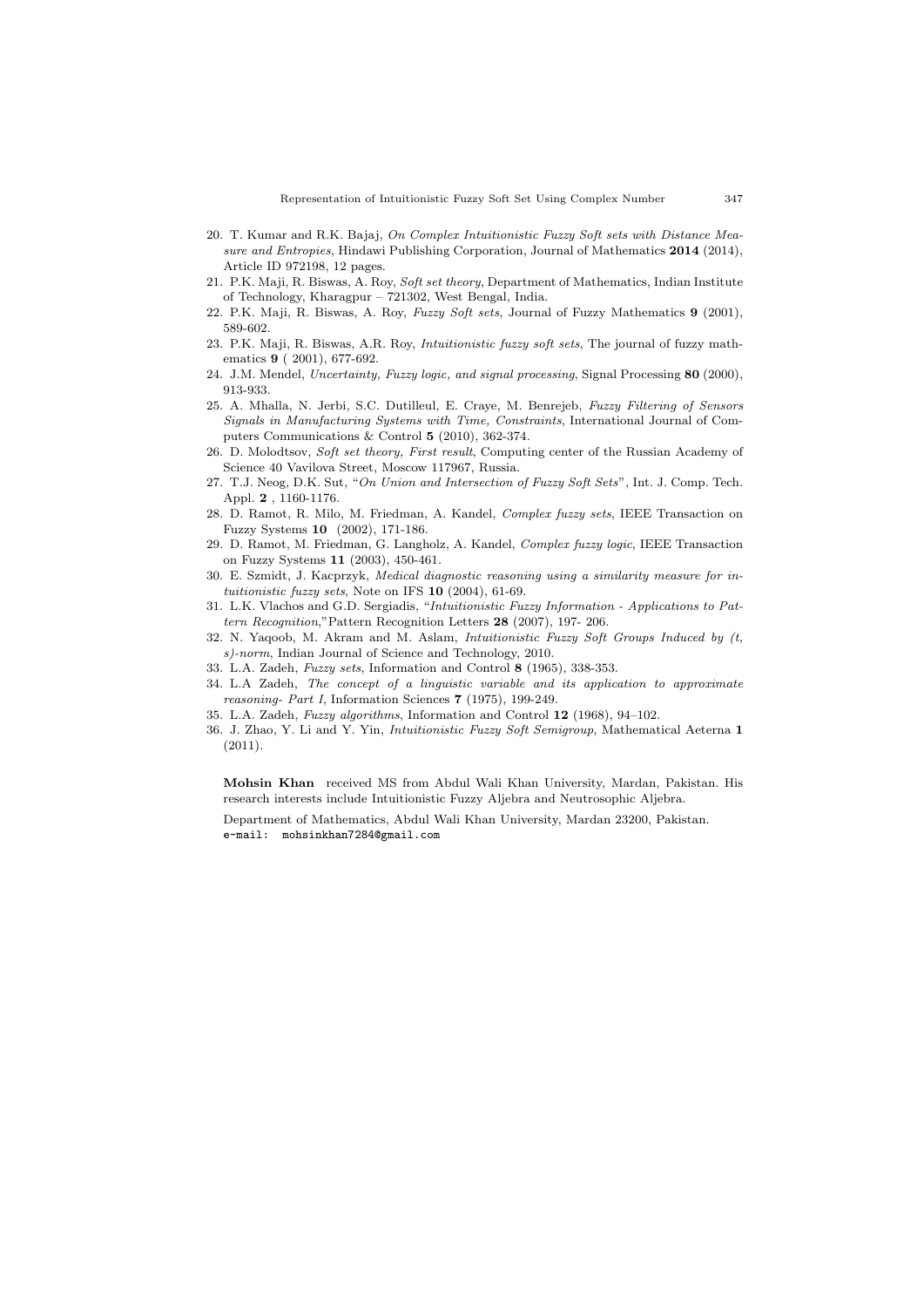20. T. Kumar and R.K. Bajaj, *On Complex Intuitionistic Fuzzy Soft sets with Distance Measure and Entropies*, Hindawi Publishing Corporation, Journal of Mathematics **2014** (2014), Article ID 972198, 12 pages.
21. P.K. Maji, R. Biswas, A. Roy, *Soft set theory*, Department of Mathematics, Indian Institute of Technology, Kharagpur – 721302, West Bengal, India.
22. P.K. Maji, R. Biswas, A. Roy, *Fuzzy Soft sets*, Journal of Fuzzy Mathematics **9** (2001), 589-602.
23. P.K. Maji, R. Biswas, A.R. Roy, *Intuitionistic fuzzy soft sets*, The journal of fuzzy mathematics **9** ( 2001), 677-692.
24. J.M. Mendel, *Uncertainty, Fuzzy logic, and signal processing*, Signal Processing **80** (2000), 913-933.
25. A. Mhalla, N. Jerbi, S.C. Dutilleul, E. Craye, M. Benrejeb, *Fuzzy Filtering of Sensors Signals in Manufacturing Systems with Time, Constraints*, International Journal of Computers Communications & Control **5** (2010), 362-374.
26. D. Molodtsov, *Soft set theory, First result*, Computing center of the Russian Academy of Science 40 Vavilova Street, Moscow 117967, Russia.
27. T.J. Neog, D.K. Sut, "*On Union and Intersection of Fuzzy Soft Sets*", Int. J. Comp. Tech. Appl. **2** , 1160-1176.
28. D. Ramot, R. Milo, M. Friedman, A. Kandel, *Complex fuzzy sets*, IEEE Transaction on Fuzzy Systems **10** (2002), 171-186.
29. D. Ramot, M. Friedman, G. Langholz, A. Kandel, *Complex fuzzy logic*, IEEE Transaction on Fuzzy Systems **11** (2003), 450-461.
30. E. Szmidt, J. Kacprzyk, *Medical diagnostic reasoning using a similarity measure for intuitionistic fuzzy sets*, Note on IFS **10** (2004), 61-69.
31. L.K. Vlachos and G.D. Sergiadis, "*Intuitionistic Fuzzy Information - Applications to Pattern Recognition*,"Pattern Recognition Letters **28** (2007), 197- 206.
32. N. Yaqoob, M. Akram and M. Aslam, *Intuitionistic Fuzzy Soft Groups Induced by (t, s)-norm*, Indian Journal of Science and Technology, 2010.
33. L.A. Zadeh, *Fuzzy sets*, Information and Control **8** (1965), 338-353.
34. L.A Zadeh, *The concept of a linguistic variable and its application to approximate reasoning- Part I*, Information Sciences **7** (1975), 199-249.
35. L.A. Zadeh, *Fuzzy algorithms*, Information and Control **12** (1968), 94–102.
36. J. Zhao, Y. Li and Y. Yin, *Intuitionistic Fuzzy Soft Semigroup*, Mathematical Aeterna **1** (2011).

**Mohsin Khan** received MS from Abdul Wali Khan University, Mardan, Pakistan. His research interests include Intuitionistic Fuzzy Aljebra and Neutrosophic Aljebra.

Department of Mathematics, Abdul Wali Khan University, Mardan 23200, Pakistan.
e-mail: mohsinkhan7284@gmail.com